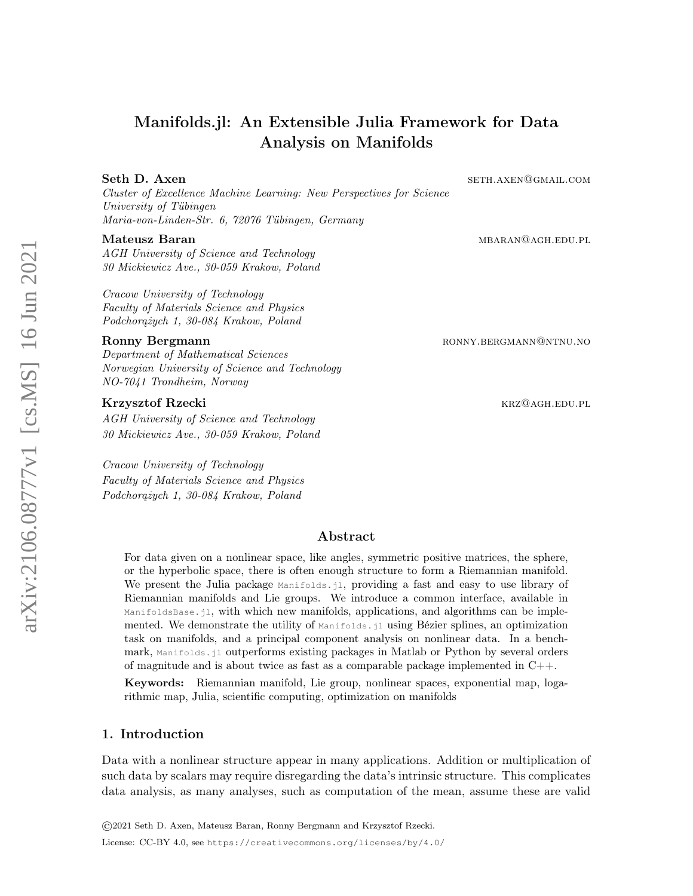# Manifolds.jl: An Extensible Julia Framework for Data Analysis on Manifolds

**Seth D. Axen** seth.axen@gmail.com
*Cluster of Excellence Machine Learning: New Perspectives for Science*
*University of Tübingen*
*Maria-von-Linden-Str. 6, 72076 Tübingen, Germany*

**Mateusz Baran** mbaran@agh.edu.pl
*AGH University of Science and Technology*
*30 Mickiewicz Ave., 30-059 Krakow, Poland*

*Cracow University of Technology*
*Faculty of Materials Science and Physics*
*Podchorążych 1, 30-084 Krakow, Poland*

**Ronny Bergmann** ronny.bergmann@ntnu.no
*Department of Mathematical Sciences*
*Norwegian University of Science and Technology*
*NO-7041 Trondheim, Norway*

**Krzysztof Rzecki** krz@agh.edu.pl
*AGH University of Science and Technology*
*30 Mickiewicz Ave., 30-059 Krakow, Poland*

*Cracow University of Technology*
*Faculty of Materials Science and Physics*
*Podchorążych 1, 30-084 Krakow, Poland*

## Abstract

For data given on a nonlinear space, like angles, symmetric positive matrices, the sphere, or the hyperbolic space, there is often enough structure to form a Riemannian manifold. We present the Julia package `Manifolds.jl`, providing a fast and easy to use library of Riemannian manifolds and Lie groups. We introduce a common interface, available in `ManifoldsBase.jl`, with which new manifolds, applications, and algorithms can be implemented. We demonstrate the utility of `Manifolds.jl` using Bézier splines, an optimization task on manifolds, and a principal component analysis on nonlinear data. In a benchmark, `Manifolds.jl` outperforms existing packages in Matlab or Python by several orders of magnitude and is about twice as fast as a comparable package implemented in C++.

**Keywords:** Riemannian manifold, Lie group, nonlinear spaces, exponential map, logarithmic map, Julia, scientific computing, optimization on manifolds

## 1. Introduction

Data with a nonlinear structure appear in many applications. Addition or multiplication of such data by scalars may require disregarding the data's intrinsic structure. This complicates data analysis, as many analyses, such as computation of the mean, assume these are valid

©2021 Seth D. Axen, Mateusz Baran, Ronny Bergmann and Krzysztof Rzecki.

License: CC-BY 4.0, see https://creativecommons.org/licenses/by/4.0/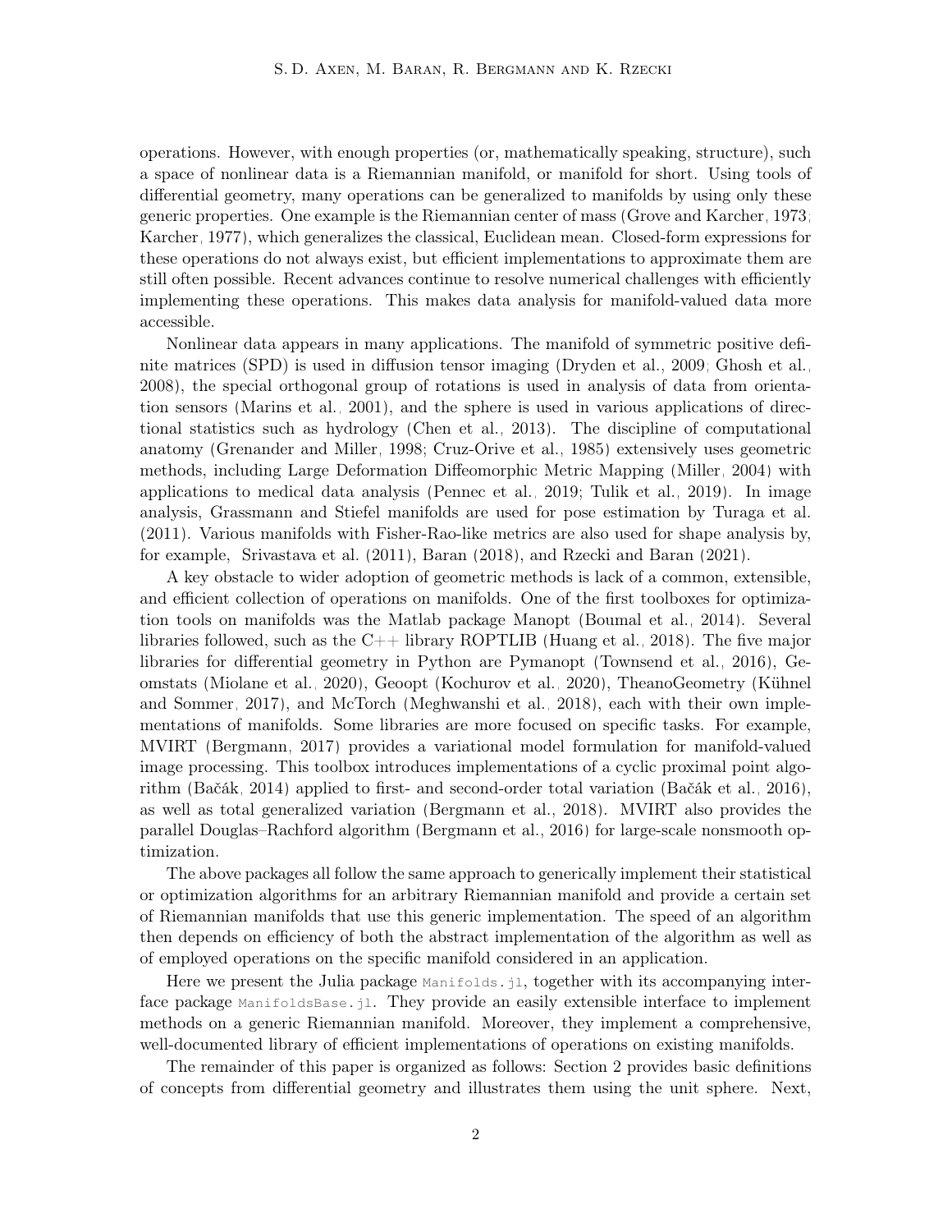operations. However, with enough properties (or, mathematically speaking, structure), such a space of nonlinear data is a Riemannian manifold, or manifold for short. Using tools of differential geometry, many operations can be generalized to manifolds by using only these generic properties. One example is the Riemannian center of mass (Grove and Karcher, 1973; Karcher, 1977), which generalizes the classical, Euclidean mean. Closed-form expressions for these operations do not always exist, but efficient implementations to approximate them are still often possible. Recent advances continue to resolve numerical challenges with efficiently implementing these operations. This makes data analysis for manifold-valued data more accessible.

Nonlinear data appears in many applications. The manifold of symmetric positive definite matrices (SPD) is used in diffusion tensor imaging (Dryden et al., 2009; Ghosh et al., 2008), the special orthogonal group of rotations is used in analysis of data from orientation sensors (Marins et al., 2001), and the sphere is used in various applications of directional statistics such as hydrology (Chen et al., 2013). The discipline of computational anatomy (Grenander and Miller, 1998; Cruz-Orive et al., 1985) extensively uses geometric methods, including Large Deformation Diffeomorphic Metric Mapping (Miller, 2004) with applications to medical data analysis (Pennec et al., 2019; Tulik et al., 2019). In image analysis, Grassmann and Stiefel manifolds are used for pose estimation by Turaga et al. (2011). Various manifolds with Fisher-Rao-like metrics are also used for shape analysis by, for example, Srivastava et al. (2011), Baran (2018), and Rzecki and Baran (2021).

A key obstacle to wider adoption of geometric methods is lack of a common, extensible, and efficient collection of operations on manifolds. One of the first toolboxes for optimization tools on manifolds was the Matlab package Manopt (Boumal et al., 2014). Several libraries followed, such as the C++ library ROPTLIB (Huang et al., 2018). The five major libraries for differential geometry in Python are Pymanopt (Townsend et al., 2016), Geomstats (Miolane et al., 2020), Geoopt (Kochurov et al., 2020), TheanoGeometry (Kühnel and Sommer, 2017), and McTorch (Meghwanshi et al., 2018), each with their own implementations of manifolds. Some libraries are more focused on specific tasks. For example, MVIRT (Bergmann, 2017) provides a variational model formulation for manifold-valued image processing. This toolbox introduces implementations of a cyclic proximal point algorithm (Bačák, 2014) applied to first- and second-order total variation (Bačák et al., 2016), as well as total generalized variation (Bergmann et al., 2018). MVIRT also provides the parallel Douglas–Rachford algorithm (Bergmann et al., 2016) for large-scale nonsmooth optimization.

The above packages all follow the same approach to generically implement their statistical or optimization algorithms for an arbitrary Riemannian manifold and provide a certain set of Riemannian manifolds that use this generic implementation. The speed of an algorithm then depends on efficiency of both the abstract implementation of the algorithm as well as of employed operations on the specific manifold considered in an application.

Here we present the Julia package `Manifolds.jl`, together with its accompanying interface package `ManifoldsBase.jl`. They provide an easily extensible interface to implement methods on a generic Riemannian manifold. Moreover, they implement a comprehensive, well-documented library of efficient implementations of operations on existing manifolds.

The remainder of this paper is organized as follows: Section 2 provides basic definitions of concepts from differential geometry and illustrates them using the unit sphere. Next,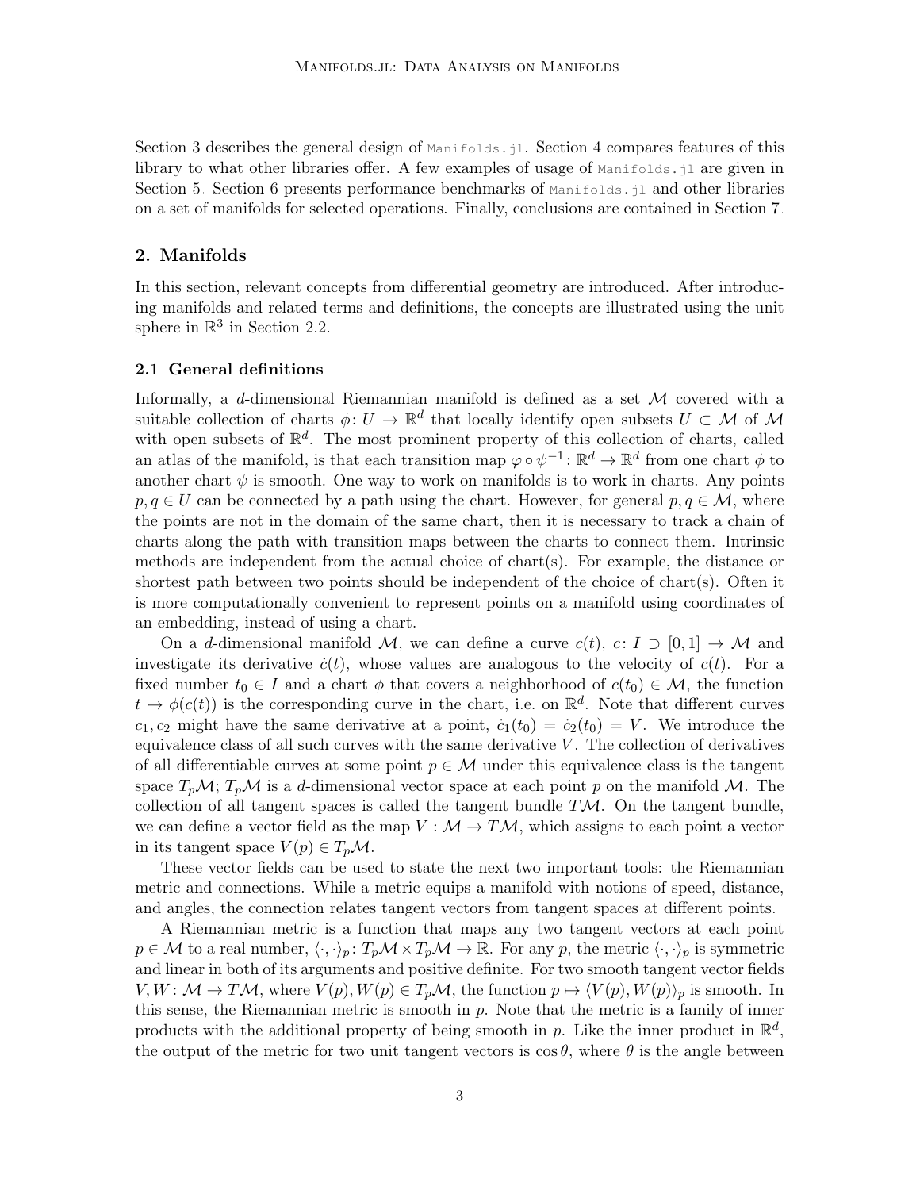Section 3 describes the general design of `Manifolds.jl`. Section 4 compares features of this library to what other libraries offer. A few examples of usage of `Manifolds.jl` are given in Section 5. Section 6 presents performance benchmarks of `Manifolds.jl` and other libraries on a set of manifolds for selected operations. Finally, conclusions are contained in Section 7.

## 2. Manifolds

In this section, relevant concepts from differential geometry are introduced. After introducing manifolds and related terms and definitions, the concepts are illustrated using the unit sphere in $\mathbb{R}^3$ in Section 2.2.

### 2.1 General definitions

Informally, a $d$-dimensional Riemannian manifold is defined as a set $\mathcal{M}$ covered with a suitable collection of charts $\phi\colon U \to \mathbb{R}^d$ that locally identify open subsets $U \subset \mathcal{M}$ of $\mathcal{M}$ with open subsets of $\mathbb{R}^d$. The most prominent property of this collection of charts, called an atlas of the manifold, is that each transition map $\varphi \circ \psi^{-1}\colon \mathbb{R}^d \to \mathbb{R}^d$ from one chart $\phi$ to another chart $\psi$ is smooth. One way to work on manifolds is to work in charts. Any points $p, q \in U$ can be connected by a path using the chart. However, for general $p, q \in \mathcal{M}$, where the points are not in the domain of the same chart, then it is necessary to track a chain of charts along the path with transition maps between the charts to connect them. Intrinsic methods are independent from the actual choice of chart(s). For example, the distance or shortest path between two points should be independent of the choice of chart(s). Often it is more computationally convenient to represent points on a manifold using coordinates of an embedding, instead of using a chart.

On a $d$-dimensional manifold $\mathcal{M}$, we can define a curve $c(t)$, $c\colon I \supset [0,1] \to \mathcal{M}$ and investigate its derivative $\dot{c}(t)$, whose values are analogous to the velocity of $c(t)$. For a fixed number $t_0 \in I$ and a chart $\phi$ that covers a neighborhood of $c(t_0) \in \mathcal{M}$, the function $t \mapsto \phi(c(t))$ is the corresponding curve in the chart, i.e. on $\mathbb{R}^d$. Note that different curves $c_1, c_2$ might have the same derivative at a point, $\dot{c}_1(t_0) = \dot{c}_2(t_0) = V$. We introduce the equivalence class of all such curves with the same derivative $V$. The collection of derivatives of all differentiable curves at some point $p \in \mathcal{M}$ under this equivalence class is the tangent space $T_p\mathcal{M}$; $T_p\mathcal{M}$ is a $d$-dimensional vector space at each point $p$ on the manifold $\mathcal{M}$. The collection of all tangent spaces is called the tangent bundle $T\mathcal{M}$. On the tangent bundle, we can define a vector field as the map $V : \mathcal{M} \to T\mathcal{M}$, which assigns to each point a vector in its tangent space $V(p) \in T_p\mathcal{M}$.

These vector fields can be used to state the next two important tools: the Riemannian metric and connections. While a metric equips a manifold with notions of speed, distance, and angles, the connection relates tangent vectors from tangent spaces at different points.

A Riemannian metric is a function that maps any two tangent vectors at each point $p \in \mathcal{M}$ to a real number, $\langle\cdot,\cdot\rangle_p\colon T_p\mathcal{M} \times T_p\mathcal{M} \to \mathbb{R}$. For any $p$, the metric $\langle\cdot,\cdot\rangle_p$ is symmetric and linear in both of its arguments and positive definite. For two smooth tangent vector fields $V, W\colon \mathcal{M} \to T\mathcal{M}$, where $V(p), W(p) \in T_p\mathcal{M}$, the function $p \mapsto \langle V(p), W(p)\rangle_p$ is smooth. In this sense, the Riemannian metric is smooth in $p$. Note that the metric is a family of inner products with the additional property of being smooth in $p$. Like the inner product in $\mathbb{R}^d$, the output of the metric for two unit tangent vectors is $\cos\theta$, where $\theta$ is the angle between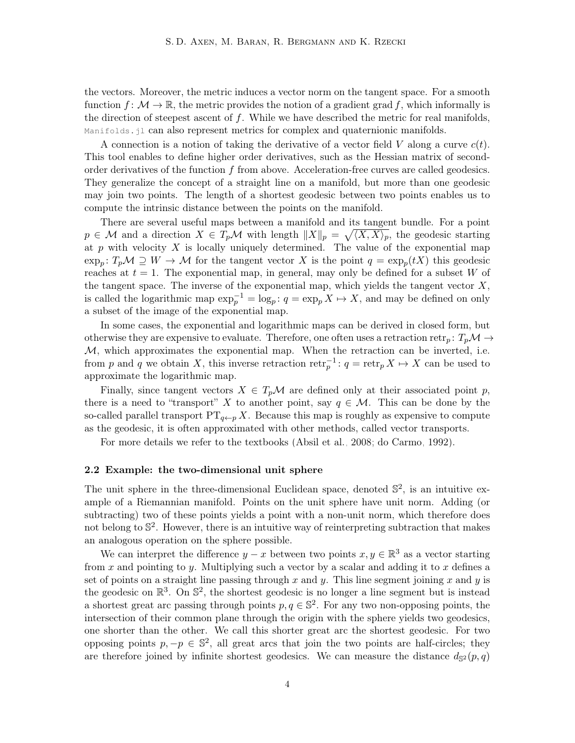the vectors. Moreover, the metric induces a vector norm on the tangent space. For a smooth function $f\colon \mathcal{M} \to \mathbb{R}$, the metric provides the notion of a gradient $\operatorname{grad} f$, which informally is the direction of steepest ascent of $f$. While we have described the metric for real manifolds, `Manifolds.jl` can also represent metrics for complex and quaternionic manifolds.

A connection is a notion of taking the derivative of a vector field $V$ along a curve $c(t)$. This tool enables to define higher order derivatives, such as the Hessian matrix of second-order derivatives of the function $f$ from above. Acceleration-free curves are called geodesics. They generalize the concept of a straight line on a manifold, but more than one geodesic may join two points. The length of a shortest geodesic between two points enables us to compute the intrinsic distance between the points on the manifold.

There are several useful maps between a manifold and its tangent bundle. For a point $p \in \mathcal{M}$ and a direction $X \in T_p\mathcal{M}$ with length $\|X\|_p = \sqrt{\langle X, X\rangle_p}$, the geodesic starting at $p$ with velocity $X$ is locally uniquely determined. The value of the exponential map $\exp_p\colon T_p\mathcal{M} \supseteq W \to \mathcal{M}$ for the tangent vector $X$ is the point $q = \exp_p(tX)$ this geodesic reaches at $t = 1$. The exponential map, in general, may only be defined for a subset $W$ of the tangent space. The inverse of the exponential map, which yields the tangent vector $X$, is called the logarithmic map $\exp_p^{-1} = \log_p\colon q = \exp_p X \mapsto X$, and may be defined on only a subset of the image of the exponential map.

In some cases, the exponential and logarithmic maps can be derived in closed form, but otherwise they are expensive to evaluate. Therefore, one often uses a retraction $\operatorname{retr}_p\colon T_p\mathcal{M} \to \mathcal{M}$, which approximates the exponential map. When the retraction can be inverted, i.e. from $p$ and $q$ we obtain $X$, this inverse retraction $\operatorname{retr}_p^{-1}\colon q = \operatorname{retr}_p X \mapsto X$ can be used to approximate the logarithmic map.

Finally, since tangent vectors $X \in T_p\mathcal{M}$ are defined only at their associated point $p$, there is a need to "transport" $X$ to another point, say $q \in \mathcal{M}$. This can be done by the so-called parallel transport $\mathrm{PT}_{q\leftarrow p} X$. Because this map is roughly as expensive to compute as the geodesic, it is often approximated with other methods, called vector transports.

For more details we refer to the textbooks (Absil et al., 2008; do Carmo, 1992).

### 2.2 Example: the two-dimensional unit sphere

The unit sphere in the three-dimensional Euclidean space, denoted $\mathbb{S}^2$, is an intuitive example of a Riemannian manifold. Points on the unit sphere have unit norm. Adding (or subtracting) two of these points yields a point with a non-unit norm, which therefore does not belong to $\mathbb{S}^2$. However, there is an intuitive way of reinterpreting subtraction that makes an analogous operation on the sphere possible.

We can interpret the difference $y - x$ between two points $x, y \in \mathbb{R}^3$ as a vector starting from $x$ and pointing to $y$. Multiplying such a vector by a scalar and adding it to $x$ defines a set of points on a straight line passing through $x$ and $y$. This line segment joining $x$ and $y$ is the geodesic on $\mathbb{R}^3$. On $\mathbb{S}^2$, the shortest geodesic is no longer a line segment but is instead a shortest great arc passing through points $p, q \in \mathbb{S}^2$. For any two non-opposing points, the intersection of their common plane through the origin with the sphere yields two geodesics, one shorter than the other. We call this shorter great arc the shortest geodesic. For two opposing points $p, -p \in \mathbb{S}^2$, all great arcs that join the two points are half-circles; they are therefore joined by infinite shortest geodesics. We can measure the distance $d_{\mathbb{S}^2}(p, q)$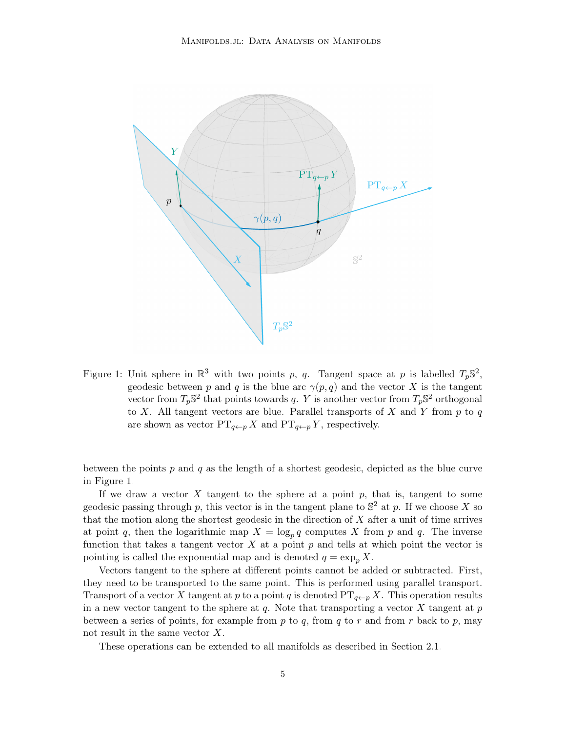Figure 1: Unit sphere in $\mathbb{R}^3$ with two points $p$, $q$. Tangent space at $p$ is labelled $T_p\mathbb{S}^2$, geodesic between $p$ and $q$ is the blue arc $\gamma(p,q)$ and the vector $X$ is the tangent vector from $T_p\mathbb{S}^2$ that points towards $q$. $Y$ is another vector from $T_p\mathbb{S}^2$ orthogonal to $X$. All tangent vectors are blue. Parallel transports of $X$ and $Y$ from $p$ to $q$ are shown as vector $\mathrm{PT}_{q\leftarrow p} X$ and $\mathrm{PT}_{q\leftarrow p} Y$, respectively.

between the points $p$ and $q$ as the length of a shortest geodesic, depicted as the blue curve in Figure 1.

If we draw a vector $X$ tangent to the sphere at a point $p$, that is, tangent to some geodesic passing through $p$, this vector is in the tangent plane to $\mathbb{S}^2$ at $p$. If we choose $X$ so that the motion along the shortest geodesic in the direction of $X$ after a unit of time arrives at point $q$, then the logarithmic map $X = \log_p q$ computes $X$ from $p$ and $q$. The inverse function that takes a tangent vector $X$ at a point $p$ and tells at which point the vector is pointing is called the exponential map and is denoted $q = \exp_p X$.

Vectors tangent to the sphere at different points cannot be added or subtracted. First, they need to be transported to the same point. This is performed using parallel transport. Transport of a vector $X$ tangent at $p$ to a point $q$ is denoted $\mathrm{PT}_{q\leftarrow p} X$. This operation results in a new vector tangent to the sphere at $q$. Note that transporting a vector $X$ tangent at $p$ between a series of points, for example from $p$ to $q$, from $q$ to $r$ and from $r$ back to $p$, may not result in the same vector $X$.

These operations can be extended to all manifolds as described in Section 2.1.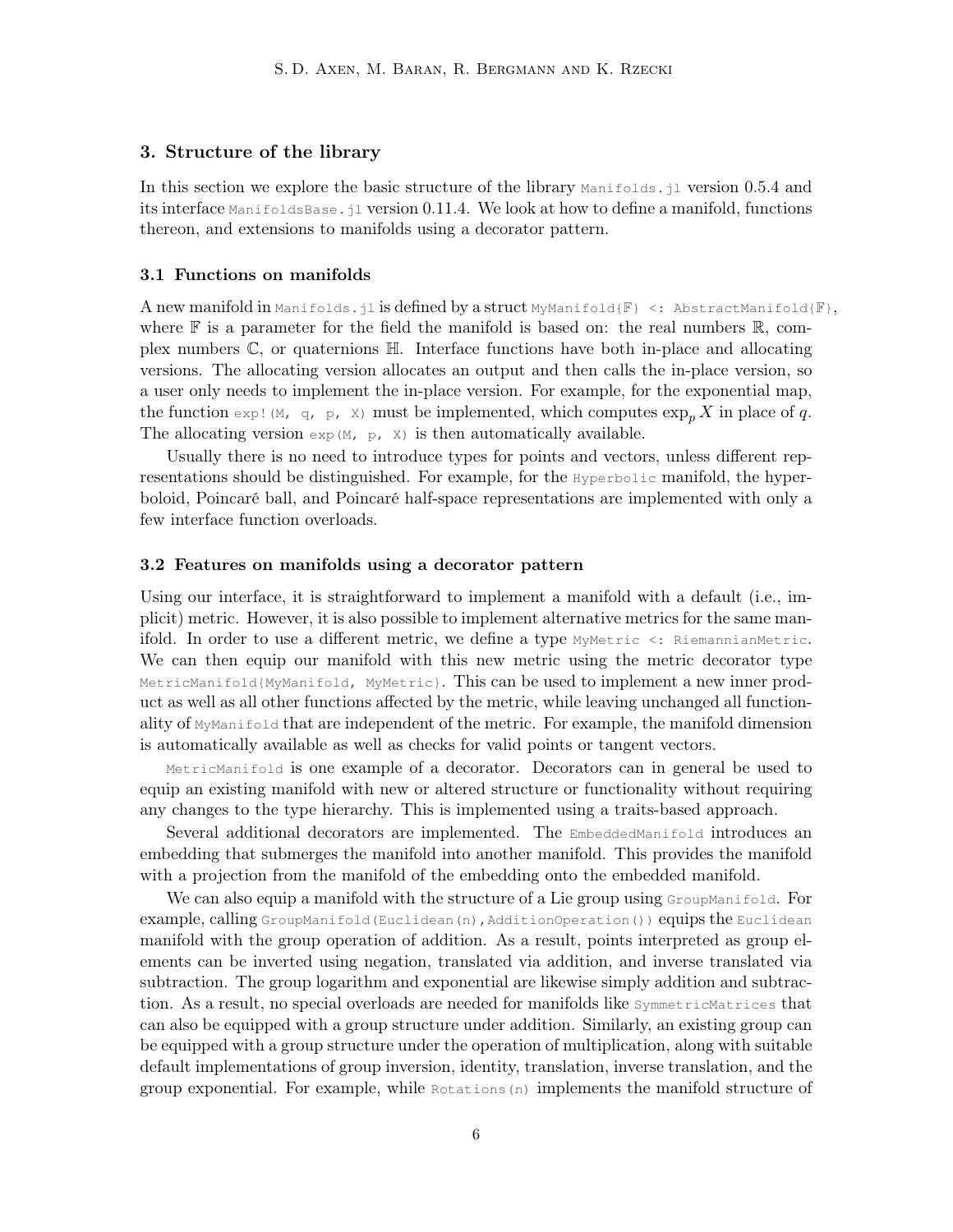## 3. Structure of the library

In this section we explore the basic structure of the library `Manifolds.jl` version 0.5.4 and its interface `ManifoldsBase.jl` version 0.11.4. We look at how to define a manifold, functions thereon, and extensions to manifolds using a decorator pattern.

### 3.1 Functions on manifolds

A new manifold in `Manifolds.jl` is defined by a struct `MyManifold{𝔽} <: AbstractManifold{𝔽}`, where $\mathbb{F}$ is a parameter for the field the manifold is based on: the real numbers $\mathbb{R}$, complex numbers $\mathbb{C}$, or quaternions $\mathbb{H}$. Interface functions have both in-place and allocating versions. The allocating version allocates an output and then calls the in-place version, so a user only needs to implement the in-place version. For example, for the exponential map, the function `exp!(M, q, p, X)` must be implemented, which computes $\exp_p X$ in place of $q$. The allocating version `exp(M, p, X)` is then automatically available.

Usually there is no need to introduce types for points and vectors, unless different representations should be distinguished. For example, for the `Hyperbolic` manifold, the hyperboloid, Poincaré ball, and Poincaré half-space representations are implemented with only a few interface function overloads.

### 3.2 Features on manifolds using a decorator pattern

Using our interface, it is straightforward to implement a manifold with a default (i.e., implicit) metric. However, it is also possible to implement alternative metrics for the same manifold. In order to use a different metric, we define a type `MyMetric <: RiemannianMetric`. We can then equip our manifold with this new metric using the metric decorator type `MetricManifold{MyManifold, MyMetric}`. This can be used to implement a new inner product as well as all other functions affected by the metric, while leaving unchanged all functionality of `MyManifold` that are independent of the metric. For example, the manifold dimension is automatically available as well as checks for valid points or tangent vectors.

`MetricManifold` is one example of a decorator. Decorators can in general be used to equip an existing manifold with new or altered structure or functionality without requiring any changes to the type hierarchy. This is implemented using a traits-based approach.

Several additional decorators are implemented. The `EmbeddedManifold` introduces an embedding that submerges the manifold into another manifold. This provides the manifold with a projection from the manifold of the embedding onto the embedded manifold.

We can also equip a manifold with the structure of a Lie group using `GroupManifold`. For example, calling `GroupManifold(Euclidean(n),AdditionOperation())` equips the `Euclidean` manifold with the group operation of addition. As a result, points interpreted as group elements can be inverted using negation, translated via addition, and inverse translated via subtraction. The group logarithm and exponential are likewise simply addition and subtraction. As a result, no special overloads are needed for manifolds like `SymmetricMatrices` that can also be equipped with a group structure under addition. Similarly, an existing group can be equipped with a group structure under the operation of multiplication, along with suitable default implementations of group inversion, identity, translation, inverse translation, and the group exponential. For example, while `Rotations(n)` implements the manifold structure of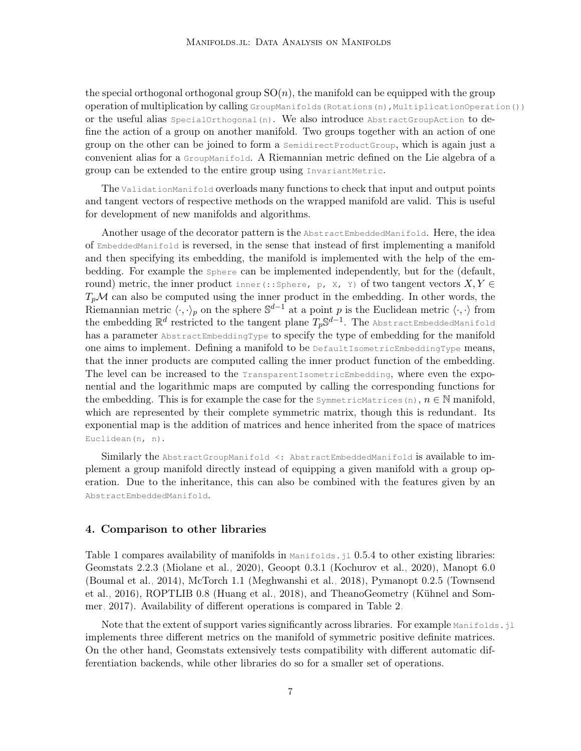the special orthogonal orthogonal group $\mathrm{SO}(n)$, the manifold can be equipped with the group operation of multiplication by calling `GroupManifolds(Rotations(n),MultiplicationOperation())` or the useful alias `SpecialOrthogonal(n)`. We also introduce `AbstractGroupAction` to define the action of a group on another manifold. Two groups together with an action of one group on the other can be joined to form a `SemidirectProductGroup`, which is again just a convenient alias for a `GroupManifold`. A Riemannian metric defined on the Lie algebra of a group can be extended to the entire group using `InvariantMetric`.

The `ValidationManifold` overloads many functions to check that input and output points and tangent vectors of respective methods on the wrapped manifold are valid. This is useful for development of new manifolds and algorithms.

Another usage of the decorator pattern is the `AbstractEmbeddedManifold`. Here, the idea of `EmbeddedManifold` is reversed, in the sense that instead of first implementing a manifold and then specifying its embedding, the manifold is implemented with the help of the embedding. For example the `Sphere` can be implemented independently, but for the (default, round) metric, the inner product `inner(::Sphere, p, X, Y)` of two tangent vectors $X, Y \in T_p\mathcal{M}$ can also be computed using the inner product in the embedding. In other words, the Riemannian metric $\langle \cdot, \cdot \rangle_p$ on the sphere $\mathbb{S}^{d-1}$ at a point $p$ is the Euclidean metric $\langle \cdot, \cdot \rangle$ from the embedding $\mathbb{R}^d$ restricted to the tangent plane $T_p\mathbb{S}^{d-1}$. The `AbstractEmbeddedManifold` has a parameter `AbstractEmbeddingType` to specify the type of embedding for the manifold one aims to implement. Defining a manifold to be `DefaultIsometricEmbeddingType` means, that the inner products are computed calling the inner product function of the embedding. The level can be increased to the `TransparentIsometricEmbedding`, where even the exponential and the logarithmic maps are computed by calling the corresponding functions for the embedding. This is for example the case for the `SymmetricMatrices(n)`, $n \in \mathbb{N}$ manifold, which are represented by their complete symmetric matrix, though this is redundant. Its exponential map is the addition of matrices and hence inherited from the space of matrices `Euclidean(n, n)`.

Similarly the `AbstractGroupManifold <: AbstractEmbeddedManifold` is available to implement a group manifold directly instead of equipping a given manifold with a group operation. Due to the inheritance, this can also be combined with the features given by an `AbstractEmbeddedManifold`.

## 4. Comparison to other libraries

Table 1 compares availability of manifolds in `Manifolds.jl` 0.5.4 to other existing libraries: Geomstats 2.2.3 (Miolane et al., 2020), Geoopt 0.3.1 (Kochurov et al., 2020), Manopt 6.0 (Boumal et al., 2014), McTorch 1.1 (Meghwanshi et al., 2018), Pymanopt 0.2.5 (Townsend et al., 2016), ROPTLIB 0.8 (Huang et al., 2018), and TheanoGeometry (Kühnel and Sommer, 2017). Availability of different operations is compared in Table 2.

Note that the extent of support varies significantly across libraries. For example `Manifolds.jl` implements three different metrics on the manifold of symmetric positive definite matrices. On the other hand, Geomstats extensively tests compatibility with different automatic differentiation backends, while other libraries do so for a smaller set of operations.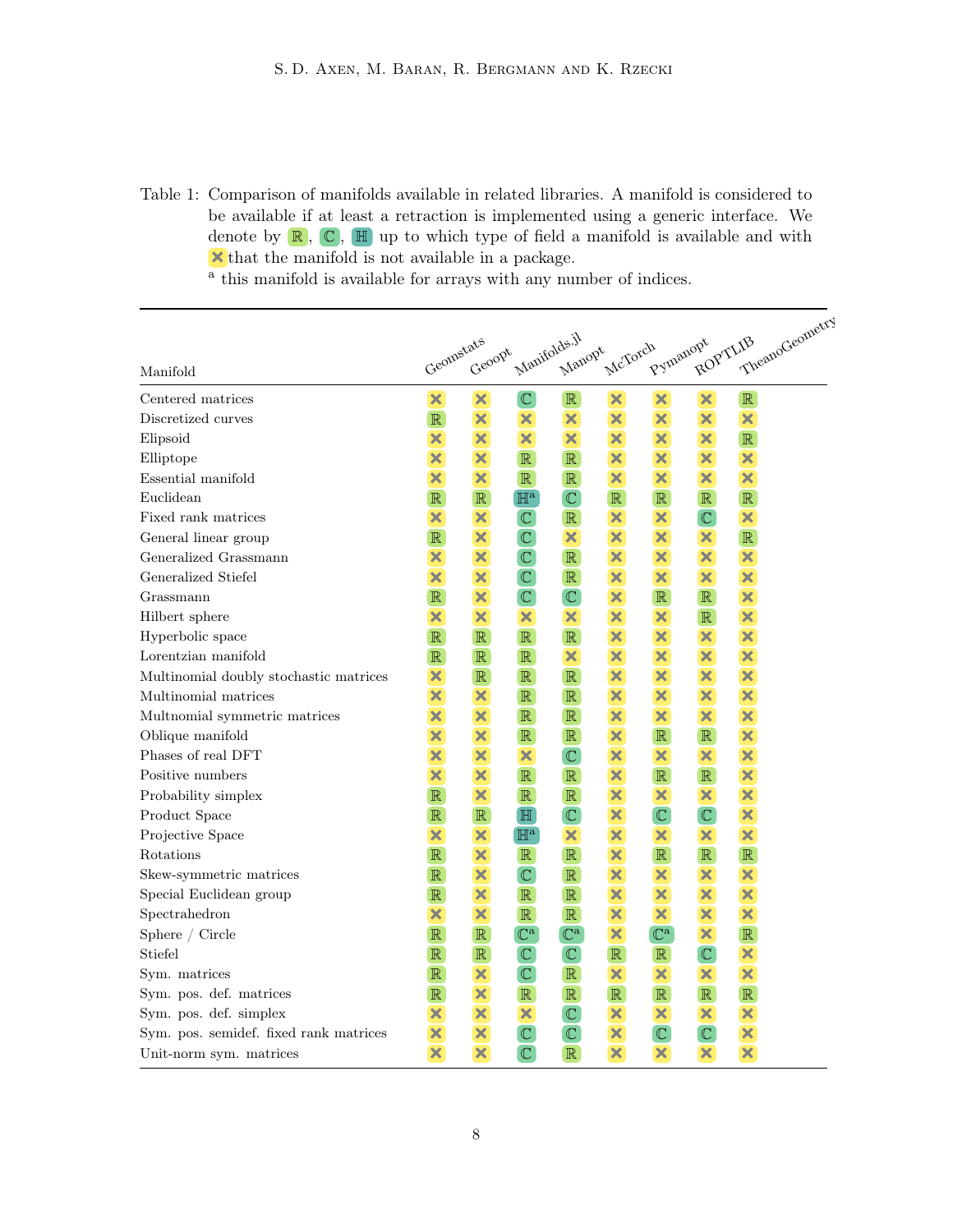Table 1: Comparison of manifolds available in related libraries. A manifold is considered to be available if at least a retraction is implemented using a generic interface. We denote by $\mathbb{R}$, $\mathbb{C}$, $\mathbb{H}$ up to which type of field a manifold is available and with ✗ that the manifold is not available in a package.
[a] this manifold is available for arrays with any number of indices.

| Manifold | Geomstats | Geoopt | Manifolds.jl | Manopt | McTorch | Pymanopt | ROPTLIB | TheanoGeometry |
|---|---|---|---|---|---|---|---|---|
| Centered matrices | ✗ | ✗ | $\mathbb{C}$ | $\mathbb{R}$ | ✗ | ✗ | ✗ | $\mathbb{R}$ |
| Discretized curves | $\mathbb{R}$ | ✗ | ✗ | ✗ | ✗ | ✗ | ✗ | ✗ |
| Elipsoid | ✗ | ✗ | ✗ | ✗ | ✗ | ✗ | ✗ | $\mathbb{R}$ |
| Elliptope | ✗ | ✗ | $\mathbb{R}$ | $\mathbb{R}$ | ✗ | ✗ | ✗ | ✗ |
| Essential manifold | ✗ | ✗ | $\mathbb{R}$ | $\mathbb{R}$ | ✗ | ✗ | ✗ | ✗ |
| Euclidean | $\mathbb{R}$ | $\mathbb{R}$ | $\mathbb{H}$[a] | $\mathbb{C}$ | $\mathbb{R}$ | $\mathbb{R}$ | $\mathbb{R}$ | $\mathbb{R}$ |
| Fixed rank matrices | ✗ | ✗ | $\mathbb{C}$ | $\mathbb{R}$ | ✗ | ✗ | $\mathbb{C}$ | ✗ |
| General linear group | $\mathbb{R}$ | ✗ | $\mathbb{C}$ | ✗ | ✗ | ✗ | ✗ | $\mathbb{R}$ |
| Generalized Grassmann | ✗ | ✗ | $\mathbb{C}$ | $\mathbb{R}$ | ✗ | ✗ | ✗ | ✗ |
| Generalized Stiefel | ✗ | ✗ | $\mathbb{C}$ | $\mathbb{R}$ | ✗ | ✗ | ✗ | ✗ |
| Grassmann | $\mathbb{R}$ | ✗ | $\mathbb{C}$ | $\mathbb{C}$ | ✗ | $\mathbb{R}$ | $\mathbb{R}$ | ✗ |
| Hilbert sphere | ✗ | ✗ | ✗ | ✗ | ✗ | ✗ | $\mathbb{R}$ | ✗ |
| Hyperbolic space | $\mathbb{R}$ | $\mathbb{R}$ | $\mathbb{R}$ | $\mathbb{R}$ | ✗ | ✗ | ✗ | ✗ |
| Lorentzian manifold | $\mathbb{R}$ | $\mathbb{R}$ | $\mathbb{R}$ | ✗ | ✗ | ✗ | ✗ | ✗ |
| Multinomial doubly stochastic matrices | ✗ | $\mathbb{R}$ | $\mathbb{R}$ | $\mathbb{R}$ | ✗ | ✗ | ✗ | ✗ |
| Multinomial matrices | ✗ | ✗ | $\mathbb{R}$ | $\mathbb{R}$ | ✗ | ✗ | ✗ | ✗ |
| Multnomial symmetric matrices | ✗ | ✗ | $\mathbb{R}$ | $\mathbb{R}$ | ✗ | ✗ | ✗ | ✗ |
| Oblique manifold | ✗ | ✗ | $\mathbb{R}$ | $\mathbb{R}$ | ✗ | $\mathbb{R}$ | $\mathbb{R}$ | ✗ |
| Phases of real DFT | ✗ | ✗ | ✗ | $\mathbb{C}$ | ✗ | ✗ | ✗ | ✗ |
| Positive numbers | ✗ | ✗ | $\mathbb{R}$ | $\mathbb{R}$ | ✗ | $\mathbb{R}$ | $\mathbb{R}$ | ✗ |
| Probability simplex | $\mathbb{R}$ | ✗ | $\mathbb{R}$ | $\mathbb{R}$ | ✗ | ✗ | ✗ | ✗ |
| Product Space | $\mathbb{R}$ | $\mathbb{R}$ | $\mathbb{H}$ | $\mathbb{C}$ | ✗ | $\mathbb{C}$ | $\mathbb{C}$ | ✗ |
| Projective Space | ✗ | ✗ | $\mathbb{H}$[a] | ✗ | ✗ | ✗ | ✗ | ✗ |
| Rotations | $\mathbb{R}$ | ✗ | $\mathbb{R}$ | $\mathbb{R}$ | ✗ | $\mathbb{R}$ | $\mathbb{R}$ | $\mathbb{R}$ |
| Skew-symmetric matrices | $\mathbb{R}$ | ✗ | $\mathbb{C}$ | $\mathbb{R}$ | ✗ | ✗ | ✗ | ✗ |
| Special Euclidean group | $\mathbb{R}$ | ✗ | $\mathbb{R}$ | $\mathbb{R}$ | ✗ | ✗ | ✗ | ✗ |
| Spectrahedron | ✗ | ✗ | $\mathbb{R}$ | $\mathbb{R}$ | ✗ | ✗ | ✗ | ✗ |
| Sphere / Circle | $\mathbb{R}$ | $\mathbb{R}$ | $\mathbb{C}$[a] | $\mathbb{C}$[a] | ✗ | $\mathbb{C}$[a] | ✗ | $\mathbb{R}$ |
| Stiefel | $\mathbb{R}$ | $\mathbb{R}$ | $\mathbb{C}$ | $\mathbb{C}$ | $\mathbb{R}$ | $\mathbb{R}$ | $\mathbb{C}$ | ✗ |
| Sym. matrices | $\mathbb{R}$ | ✗ | $\mathbb{C}$ | $\mathbb{R}$ | ✗ | ✗ | ✗ | ✗ |
| Sym. pos. def. matrices | $\mathbb{R}$ | ✗ | $\mathbb{R}$ | $\mathbb{R}$ | $\mathbb{R}$ | $\mathbb{R}$ | $\mathbb{R}$ | $\mathbb{R}$ |
| Sym. pos. def. simplex | ✗ | ✗ | ✗ | $\mathbb{C}$ | ✗ | ✗ | ✗ | ✗ |
| Sym. pos. semidef. fixed rank matrices | ✗ | ✗ | $\mathbb{C}$ | $\mathbb{C}$ | ✗ | $\mathbb{C}$ | $\mathbb{C}$ | ✗ |
| Unit-norm sym. matrices | ✗ | ✗ | $\mathbb{C}$ | $\mathbb{R}$ | ✗ | ✗ | ✗ | ✗ |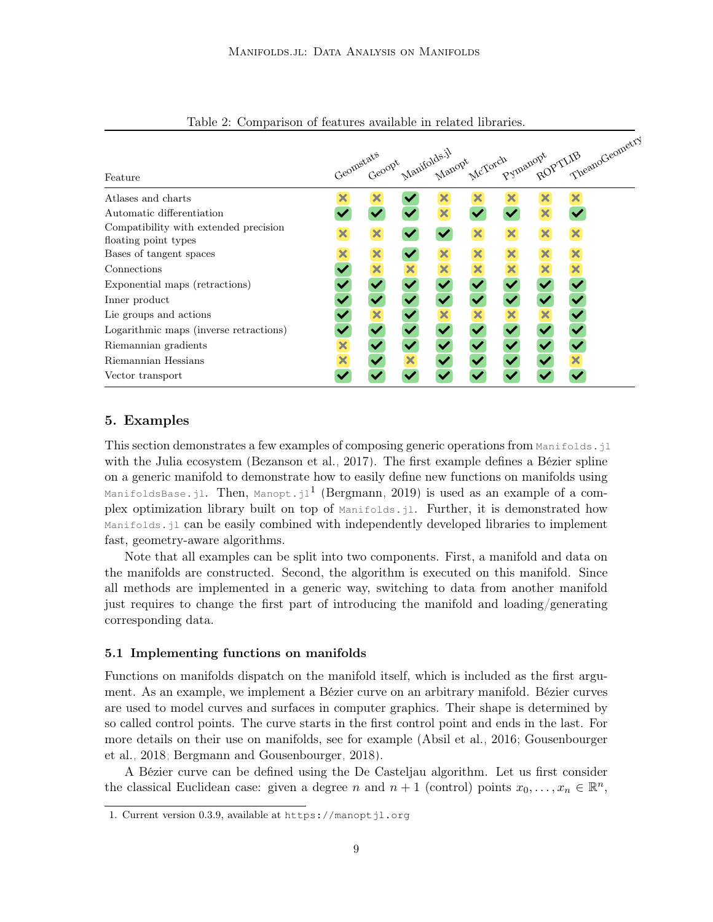Table 2: Comparison of features available in related libraries.

| Feature | Geomstats | Geoopt | Manifolds.jl | Manopt | McTorch | Pymanopt | ROPTLIB | TheanoGeometry |
|---|---|---|---|---|---|---|---|---|
| Atlases and charts | ✗ | ✗ | ✓ | ✗ | ✗ | ✗ | ✗ | ✗ |
| Automatic differentiation | ✓ | ✓ | ✓ | ✗ | ✓ | ✓ | ✗ | ✓ |
| Compatibility with extended precision floating point types | ✗ | ✗ | ✓ | ✓ | ✗ | ✗ | ✗ | ✗ |
| Bases of tangent spaces | ✗ | ✗ | ✓ | ✗ | ✗ | ✗ | ✗ | ✗ |
| Connections | ✓ | ✗ | ✗ | ✗ | ✗ | ✗ | ✗ | ✗ |
| Exponential maps (retractions) | ✓ | ✓ | ✓ | ✓ | ✓ | ✓ | ✓ | ✓ |
| Inner product | ✓ | ✓ | ✓ | ✓ | ✓ | ✓ | ✓ | ✓ |
| Lie groups and actions | ✓ | ✗ | ✓ | ✗ | ✗ | ✗ | ✗ | ✓ |
| Logarithmic maps (inverse retractions) | ✓ | ✓ | ✓ | ✓ | ✓ | ✓ | ✓ | ✓ |
| Riemannian gradients | ✗ | ✓ | ✓ | ✓ | ✓ | ✓ | ✓ | ✓ |
| Riemannian Hessians | ✗ | ✓ | ✗ | ✓ | ✓ | ✓ | ✓ | ✗ |
| Vector transport | ✓ | ✓ | ✓ | ✓ | ✓ | ✓ | ✓ | ✓ |

## 5. Examples

This section demonstrates a few examples of composing generic operations from `Manifolds.jl` with the Julia ecosystem (Bezanson et al., 2017). The first example defines a Bézier spline on a generic manifold to demonstrate how to easily define new functions on manifolds using `ManifoldsBase.jl`. Then, `Manopt.jl`[1] (Bergmann, 2019) is used as an example of a complex optimization library built on top of `Manifolds.jl`. Further, it is demonstrated how `Manifolds.jl` can be easily combined with independently developed libraries to implement fast, geometry-aware algorithms.

Note that all examples can be split into two components. First, a manifold and data on the manifolds are constructed. Second, the algorithm is executed on this manifold. Since all methods are implemented in a generic way, switching to data from another manifold just requires to change the first part of introducing the manifold and loading/generating corresponding data.

### 5.1 Implementing functions on manifolds

Functions on manifolds dispatch on the manifold itself, which is included as the first argument. As an example, we implement a Bézier curve on an arbitrary manifold. Bézier curves are used to model curves and surfaces in computer graphics. Their shape is determined by so called control points. The curve starts in the first control point and ends in the last. For more details on their use on manifolds, see for example (Absil et al., 2016; Gousenbourger et al., 2018; Bergmann and Gousenbourger, 2018).

A Bézier curve can be defined using the De Casteljau algorithm. Let us first consider the classical Euclidean case: given a degree $n$ and $n+1$ (control) points $x_0, \ldots, x_n \in \mathbb{R}^n$,

1. Current version 0.3.9, available at https://manoptjl.org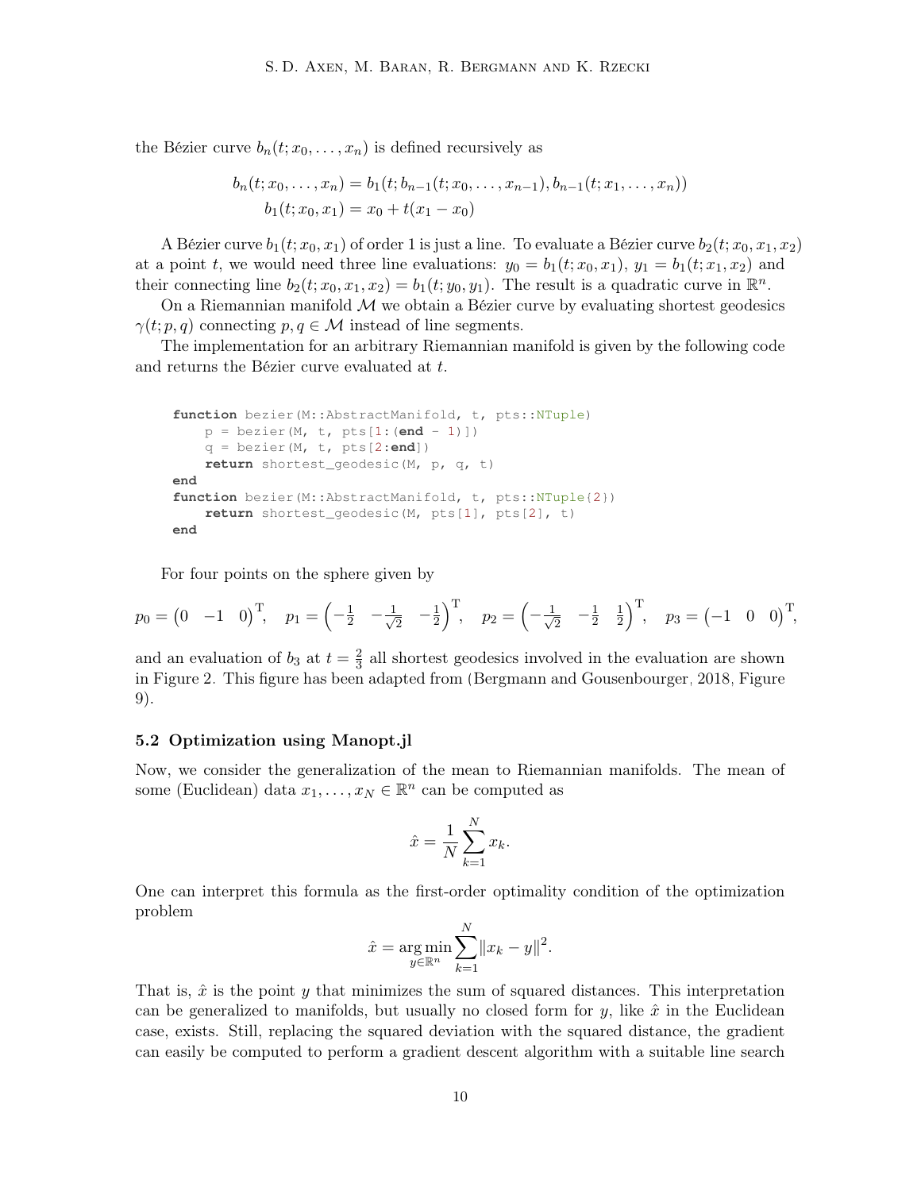the Bézier curve $b_n(t; x_0, \ldots, x_n)$ is defined recursively as

$$
\begin{aligned}
b_n(t; x_0, \ldots, x_n) &= b_1(t; b_{n-1}(t; x_0, \ldots, x_{n-1}), b_{n-1}(t; x_1, \ldots, x_n)) \\
b_1(t; x_0, x_1) &= x_0 + t(x_1 - x_0)
\end{aligned}
$$

A Bézier curve $b_1(t; x_0, x_1)$ of order 1 is just a line. To evaluate a Bézier curve $b_2(t; x_0, x_1, x_2)$ at a point $t$, we would need three line evaluations: $y_0 = b_1(t; x_0, x_1)$, $y_1 = b_1(t; x_1, x_2)$ and their connecting line $b_2(t; x_0, x_1, x_2) = b_1(t; y_0, y_1)$. The result is a quadratic curve in $\mathbb{R}^n$.

On a Riemannian manifold $\mathcal{M}$ we obtain a Bézier curve by evaluating shortest geodesics $\gamma(t; p, q)$ connecting $p, q \in \mathcal{M}$ instead of line segments.

The implementation for an arbitrary Riemannian manifold is given by the following code and returns the Bézier curve evaluated at $t$.

```
function bezier(M::AbstractManifold, t, pts::NTuple)
    p = bezier(M, t, pts[1:(end - 1)])
    q = bezier(M, t, pts[2:end])
    return shortest_geodesic(M, p, q, t)
end
function bezier(M::AbstractManifold, t, pts::NTuple{2})
    return shortest_geodesic(M, pts[1], pts[2], t)
end
```

For four points on the sphere given by

$$
p_0 = \begin{pmatrix} 0 & -1 & 0 \end{pmatrix}^{\mathrm{T}}, \quad p_1 = \begin{pmatrix} -\frac{1}{2} & -\frac{1}{\sqrt{2}} & -\frac{1}{2} \end{pmatrix}^{\mathrm{T}}, \quad p_2 = \begin{pmatrix} -\frac{1}{\sqrt{2}} & -\frac{1}{2} & \frac{1}{2} \end{pmatrix}^{\mathrm{T}}, \quad p_3 = \begin{pmatrix} -1 & 0 & 0 \end{pmatrix}^{\mathrm{T}},
$$

and an evaluation of $b_3$ at $t = \frac{2}{3}$ all shortest geodesics involved in the evaluation are shown in Figure 2. This figure has been adapted from (Bergmann and Gousenbourger, 2018, Figure 9).

### 5.2 Optimization using Manopt.jl

Now, we consider the generalization of the mean to Riemannian manifolds. The mean of some (Euclidean) data $x_1, \ldots, x_N \in \mathbb{R}^n$ can be computed as

$$
\hat{x} = \frac{1}{N} \sum_{k=1}^{N} x_k.
$$

One can interpret this formula as the first-order optimality condition of the optimization problem

$$
\hat{x} = \operatorname*{arg\,min}_{y \in \mathbb{R}^n} \sum_{k=1}^{N} \|x_k - y\|^2.
$$

That is, $\hat{x}$ is the point $y$ that minimizes the sum of squared distances. This interpretation can be generalized to manifolds, but usually no closed form for $y$, like $\hat{x}$ in the Euclidean case, exists. Still, replacing the squared deviation with the squared distance, the gradient can easily be computed to perform a gradient descent algorithm with a suitable line search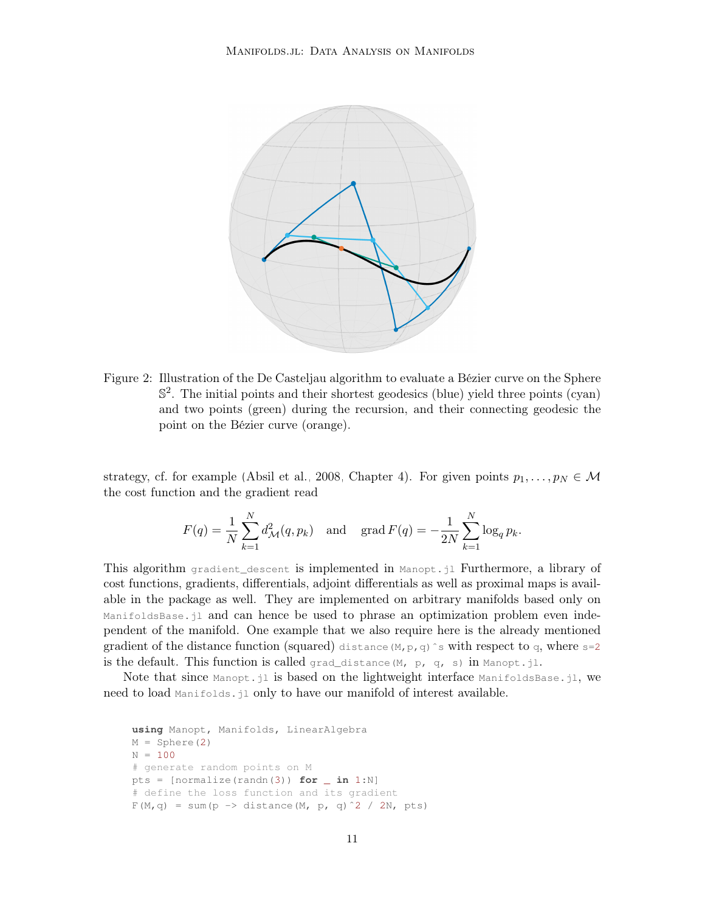Figure 2: Illustration of the De Casteljau algorithm to evaluate a Bézier curve on the Sphere $\mathbb{S}^2$. The initial points and their shortest geodesics (blue) yield three points (cyan) and two points (green) during the recursion, and their connecting geodesic the point on the Bézier curve (orange).

strategy, cf. for example (Absil et al., 2008, Chapter 4). For given points $p_1, \ldots, p_N \in \mathcal{M}$ the cost function and the gradient read

$$F(q) = \frac{1}{N} \sum_{k=1}^{N} d^2_{\mathcal{M}}(q, p_k) \quad \text{and} \quad \operatorname{grad} F(q) = -\frac{1}{2N} \sum_{k=1}^{N} \log_q p_k.$$

This algorithm `gradient_descent` is implemented in `Manopt.jl` Furthermore, a library of cost functions, gradients, differentials, adjoint differentials as well as proximal maps is available in the package as well. They are implemented on arbitrary manifolds based only on `ManifoldsBase.jl` and can hence be used to phrase an optimization problem even independent of the manifold. One example that we also require here is the already mentioned gradient of the distance function (squared) `distance(M,p,q)^s` with respect to `q`, where `s=2` is the default. This function is called `grad_distance(M, p, q, s)` in `Manopt.jl`.

Note that since `Manopt.jl` is based on the lightweight interface `ManifoldsBase.jl`, we need to load `Manifolds.jl` only to have our manifold of interest available.

```
using Manopt, Manifolds, LinearAlgebra
M = Sphere(2)
N = 100
# generate random points on M
pts = [normalize(randn(3)) for _ in 1:N]
# define the loss function and its gradient
F(M,q) = sum(p -> distance(M, p, q)^2 / 2N, pts)
```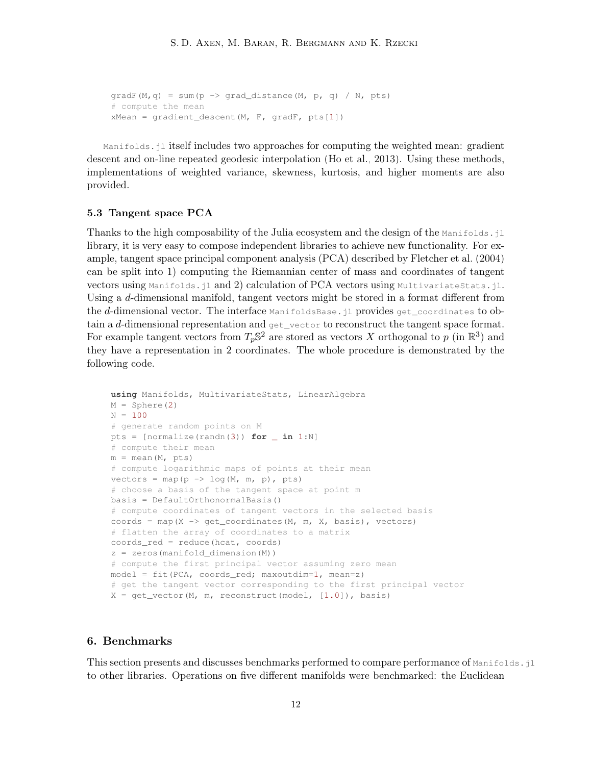```
gradF(M,q) = sum(p -> grad_distance(M, p, q) / N, pts)
# compute the mean
xMean = gradient_descent(M, F, gradF, pts[1])
```

`Manifolds.jl` itself includes two approaches for computing the weighted mean: gradient descent and on-line repeated geodesic interpolation (Ho et al., 2013). Using these methods, implementations of weighted variance, skewness, kurtosis, and higher moments are also provided.

### 5.3 Tangent space PCA

Thanks to the high composability of the Julia ecosystem and the design of the `Manifolds.jl` library, it is very easy to compose independent libraries to achieve new functionality. For example, tangent space principal component analysis (PCA) described by Fletcher et al. (2004) can be split into 1) computing the Riemannian center of mass and coordinates of tangent vectors using `Manifolds.jl` and 2) calculation of PCA vectors using `MultivariateStats.jl`. Using a $d$-dimensional manifold, tangent vectors might be stored in a format different from the $d$-dimensional vector. The interface `ManifoldsBase.jl` provides `get_coordinates` to obtain a $d$-dimensional representation and `get_vector` to reconstruct the tangent space format. For example tangent vectors from $T_p\mathbb{S}^2$ are stored as vectors $X$ orthogonal to $p$ (in $\mathbb{R}^3$) and they have a representation in 2 coordinates. The whole procedure is demonstrated by the following code.

```
using Manifolds, MultivariateStats, LinearAlgebra
M = Sphere(2)
N = 100
# generate random points on M
pts = [normalize(randn(3)) for _ in 1:N]
# compute their mean
m = mean(M, pts)
# compute logarithmic maps of points at their mean
vectors = map(p -> log(M, m, p), pts)
# choose a basis of the tangent space at point m
basis = DefaultOrthonormalBasis()
# compute coordinates of tangent vectors in the selected basis
coords = map(X -> get_coordinates(M, m, X, basis), vectors)
# flatten the array of coordinates to a matrix
coords_red = reduce(hcat, coords)
z = zeros(manifold_dimension(M))
# compute the first principal vector assuming zero mean
model = fit(PCA, coords_red; maxoutdim=1, mean=z)
# get the tangent vector corresponding to the first principal vector
X = get_vector(M, m, reconstruct(model, [1.0]), basis)
```

## 6. Benchmarks

This section presents and discusses benchmarks performed to compare performance of `Manifolds.jl` to other libraries. Operations on five different manifolds were benchmarked: the Euclidean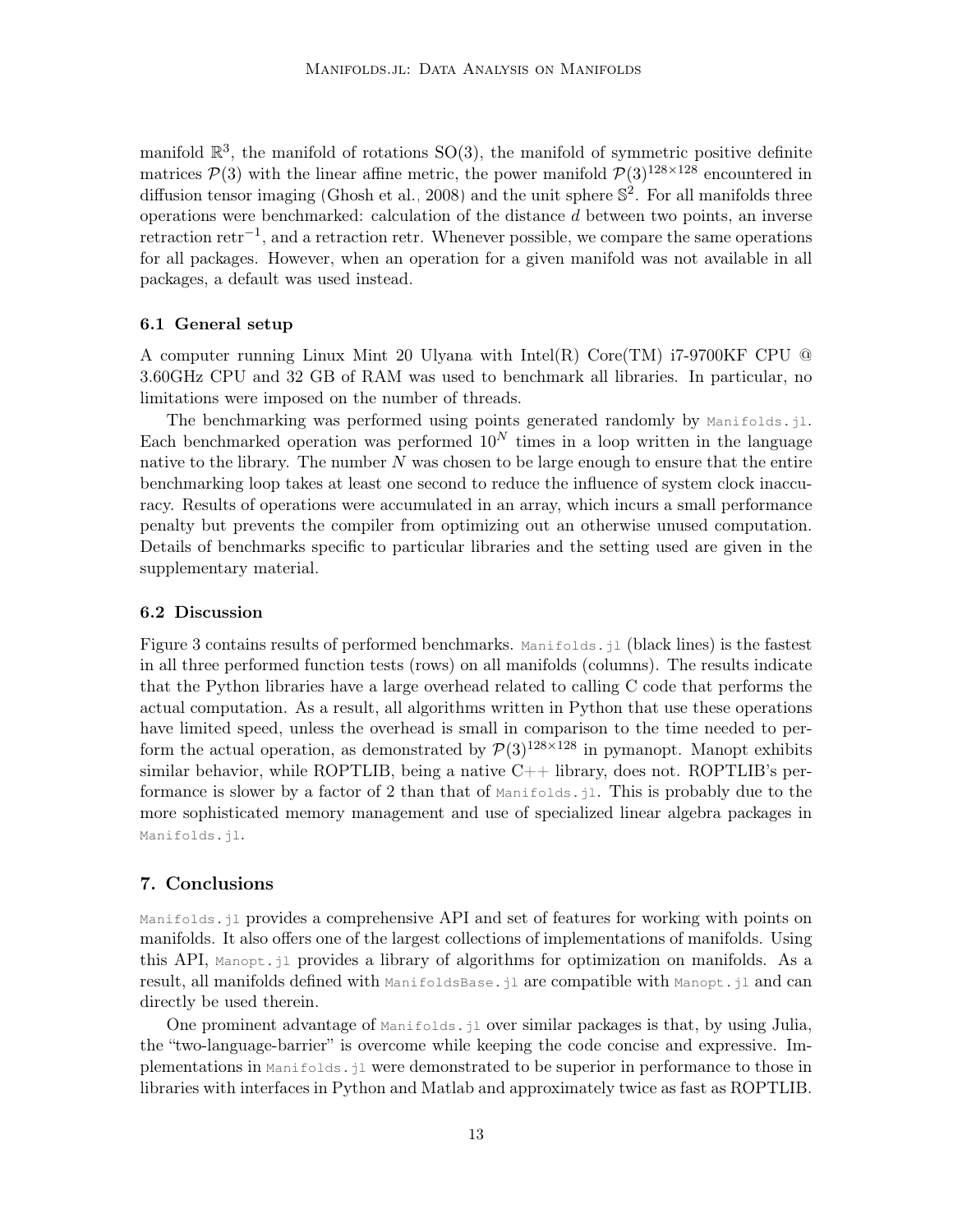manifold $\mathbb{R}^3$, the manifold of rotations SO(3), the manifold of symmetric positive definite matrices $\mathcal{P}(3)$ with the linear affine metric, the power manifold $\mathcal{P}(3)^{128\times128}$ encountered in diffusion tensor imaging (Ghosh et al., 2008) and the unit sphere $\mathbb{S}^2$. For all manifolds three operations were benchmarked: calculation of the distance $d$ between two points, an inverse retraction $\mathrm{retr}^{-1}$, and a retraction retr. Whenever possible, we compare the same operations for all packages. However, when an operation for a given manifold was not available in all packages, a default was used instead.

### 6.1 General setup

A computer running Linux Mint 20 Ulyana with Intel(R) Core(TM) i7-9700KF CPU @ 3.60GHz CPU and 32 GB of RAM was used to benchmark all libraries. In particular, no limitations were imposed on the number of threads.

The benchmarking was performed using points generated randomly by `Manifolds.jl`. Each benchmarked operation was performed $10^N$ times in a loop written in the language native to the library. The number $N$ was chosen to be large enough to ensure that the entire benchmarking loop takes at least one second to reduce the influence of system clock inaccuracy. Results of operations were accumulated in an array, which incurs a small performance penalty but prevents the compiler from optimizing out an otherwise unused computation. Details of benchmarks specific to particular libraries and the setting used are given in the supplementary material.

### 6.2 Discussion

Figure 3 contains results of performed benchmarks. `Manifolds.jl` (black lines) is the fastest in all three performed function tests (rows) on all manifolds (columns). The results indicate that the Python libraries have a large overhead related to calling C code that performs the actual computation. As a result, all algorithms written in Python that use these operations have limited speed, unless the overhead is small in comparison to the time needed to perform the actual operation, as demonstrated by $\mathcal{P}(3)^{128\times128}$ in pymanopt. Manopt exhibits similar behavior, while ROPTLIB, being a native C++ library, does not. ROPTLIB's performance is slower by a factor of 2 than that of `Manifolds.jl`. This is probably due to the more sophisticated memory management and use of specialized linear algebra packages in `Manifolds.jl`.

## 7. Conclusions

`Manifolds.jl` provides a comprehensive API and set of features for working with points on manifolds. It also offers one of the largest collections of implementations of manifolds. Using this API, `Manopt.jl` provides a library of algorithms for optimization on manifolds. As a result, all manifolds defined with `ManifoldsBase.jl` are compatible with `Manopt.jl` and can directly be used therein.

One prominent advantage of `Manifolds.jl` over similar packages is that, by using Julia, the "two-language-barrier" is overcome while keeping the code concise and expressive. Implementations in `Manifolds.jl` were demonstrated to be superior in performance to those in libraries with interfaces in Python and Matlab and approximately twice as fast as ROPTLIB.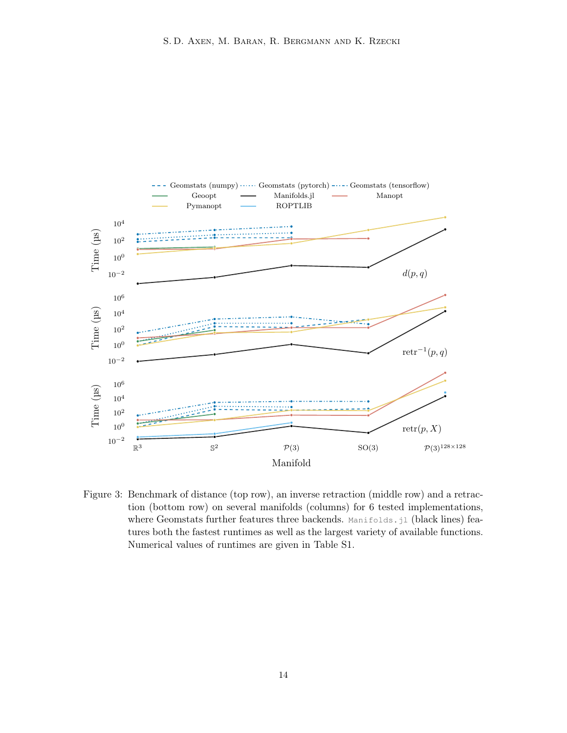Figure 3: Benchmark of distance (top row), an inverse retraction (middle row) and a retraction (bottom row) on several manifolds (columns) for 6 tested implementations, where Geomstats further features three backends. `Manifolds.jl` (black lines) features both the fastest runtimes as well as the largest variety of available functions. Numerical values of runtimes are given in Table S1.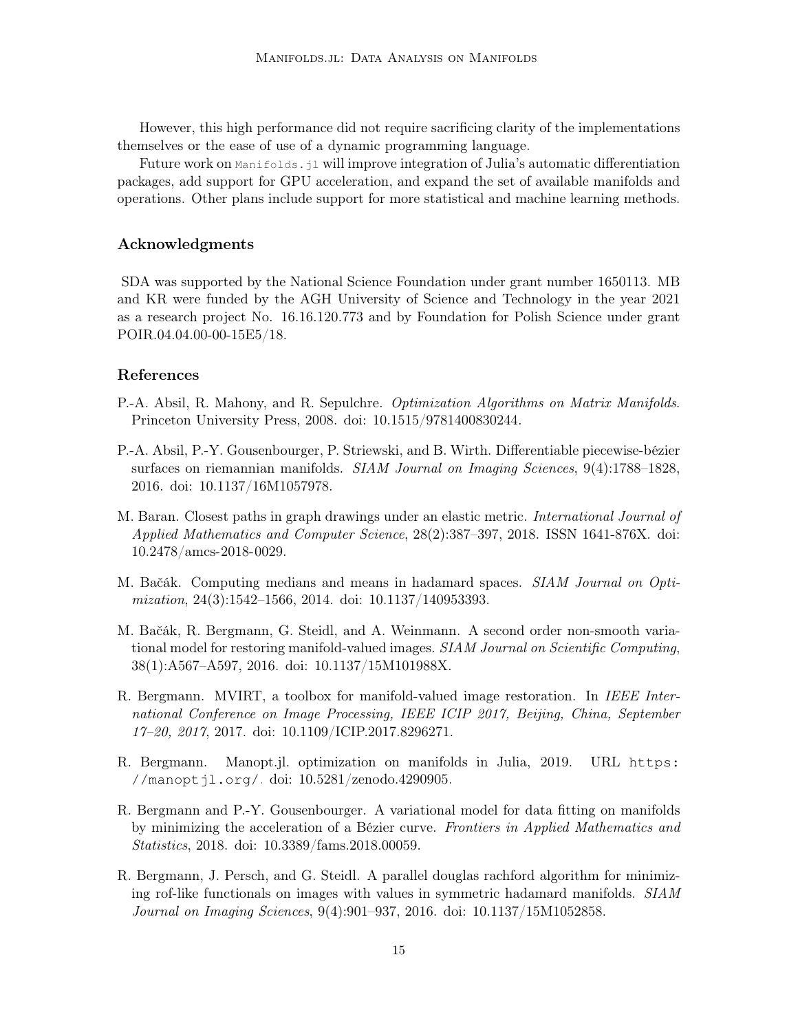However, this high performance did not require sacrificing clarity of the implementations themselves or the ease of use of a dynamic programming language.

Future work on `Manifolds.jl` will improve integration of Julia's automatic differentiation packages, add support for GPU acceleration, and expand the set of available manifolds and operations. Other plans include support for more statistical and machine learning methods.

## Acknowledgments

SDA was supported by the National Science Foundation under grant number 1650113. MB and KR were funded by the AGH University of Science and Technology in the year 2021 as a research project No. 16.16.120.773 and by Foundation for Polish Science under grant POIR.04.04.00-00-15E5/18.

## References

P.-A. Absil, R. Mahony, and R. Sepulchre. *Optimization Algorithms on Matrix Manifolds*. Princeton University Press, 2008. doi: 10.1515/9781400830244.

P.-A. Absil, P.-Y. Gousenbourger, P. Striewski, and B. Wirth. Differentiable piecewise-bézier surfaces on riemannian manifolds. *SIAM Journal on Imaging Sciences*, 9(4):1788–1828, 2016. doi: 10.1137/16M1057978.

M. Baran. Closest paths in graph drawings under an elastic metric. *International Journal of Applied Mathematics and Computer Science*, 28(2):387–397, 2018. ISSN 1641-876X. doi: 10.2478/amcs-2018-0029.

M. Bačák. Computing medians and means in hadamard spaces. *SIAM Journal on Optimization*, 24(3):1542–1566, 2014. doi: 10.1137/140953393.

M. Bačák, R. Bergmann, G. Steidl, and A. Weinmann. A second order non-smooth variational model for restoring manifold-valued images. *SIAM Journal on Scientific Computing*, 38(1):A567–A597, 2016. doi: 10.1137/15M101988X.

R. Bergmann. MVIRT, a toolbox for manifold-valued image restoration. In *IEEE International Conference on Image Processing, IEEE ICIP 2017, Beijing, China, September 17–20, 2017*, 2017. doi: 10.1109/ICIP.2017.8296271.

R. Bergmann. Manopt.jl. optimization on manifolds in Julia, 2019. URL https://manoptjl.org/. doi: 10.5281/zenodo.4290905.

R. Bergmann and P.-Y. Gousenbourger. A variational model for data fitting on manifolds by minimizing the acceleration of a Bézier curve. *Frontiers in Applied Mathematics and Statistics*, 2018. doi: 10.3389/fams.2018.00059.

R. Bergmann, J. Persch, and G. Steidl. A parallel douglas rachford algorithm for minimizing rof-like functionals on images with values in symmetric hadamard manifolds. *SIAM Journal on Imaging Sciences*, 9(4):901–937, 2016. doi: 10.1137/15M1052858.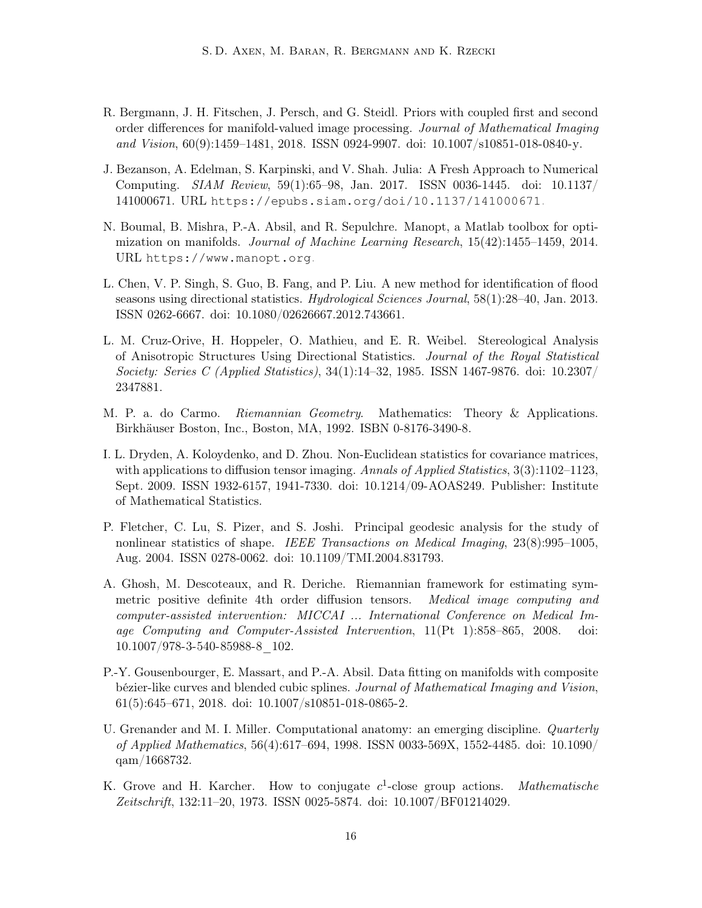R. Bergmann, J. H. Fitschen, J. Persch, and G. Steidl. Priors with coupled first and second order differences for manifold-valued image processing. *Journal of Mathematical Imaging and Vision*, 60(9):1459–1481, 2018. ISSN 0924-9907. doi: 10.1007/s10851-018-0840-y.

J. Bezanson, A. Edelman, S. Karpinski, and V. Shah. Julia: A Fresh Approach to Numerical Computing. *SIAM Review*, 59(1):65–98, Jan. 2017. ISSN 0036-1445. doi: 10.1137/141000671. URL https://epubs.siam.org/doi/10.1137/141000671.

N. Boumal, B. Mishra, P.-A. Absil, and R. Sepulchre. Manopt, a Matlab toolbox for optimization on manifolds. *Journal of Machine Learning Research*, 15(42):1455–1459, 2014. URL https://www.manopt.org.

L. Chen, V. P. Singh, S. Guo, B. Fang, and P. Liu. A new method for identification of flood seasons using directional statistics. *Hydrological Sciences Journal*, 58(1):28–40, Jan. 2013. ISSN 0262-6667. doi: 10.1080/02626667.2012.743661.

L. M. Cruz-Orive, H. Hoppeler, O. Mathieu, and E. R. Weibel. Stereological Analysis of Anisotropic Structures Using Directional Statistics. *Journal of the Royal Statistical Society: Series C (Applied Statistics)*, 34(1):14–32, 1985. ISSN 1467-9876. doi: 10.2307/2347881.

M. P. a. do Carmo. *Riemannian Geometry*. Mathematics: Theory & Applications. Birkhäuser Boston, Inc., Boston, MA, 1992. ISBN 0-8176-3490-8.

I. L. Dryden, A. Koloydenko, and D. Zhou. Non-Euclidean statistics for covariance matrices, with applications to diffusion tensor imaging. *Annals of Applied Statistics*, 3(3):1102–1123, Sept. 2009. ISSN 1932-6157, 1941-7330. doi: 10.1214/09-AOAS249. Publisher: Institute of Mathematical Statistics.

P. Fletcher, C. Lu, S. Pizer, and S. Joshi. Principal geodesic analysis for the study of nonlinear statistics of shape. *IEEE Transactions on Medical Imaging*, 23(8):995–1005, Aug. 2004. ISSN 0278-0062. doi: 10.1109/TMI.2004.831793.

A. Ghosh, M. Descoteaux, and R. Deriche. Riemannian framework for estimating symmetric positive definite 4th order diffusion tensors. *Medical image computing and computer-assisted intervention: MICCAI ... International Conference on Medical Image Computing and Computer-Assisted Intervention*, 11(Pt 1):858–865, 2008. doi: 10.1007/978-3-540-85988-8_102.

P.-Y. Gousenbourger, E. Massart, and P.-A. Absil. Data fitting on manifolds with composite bézier-like curves and blended cubic splines. *Journal of Mathematical Imaging and Vision*, 61(5):645–671, 2018. doi: 10.1007/s10851-018-0865-2.

U. Grenander and M. I. Miller. Computational anatomy: an emerging discipline. *Quarterly of Applied Mathematics*, 56(4):617–694, 1998. ISSN 0033-569X, 1552-4485. doi: 10.1090/qam/1668732.

K. Grove and H. Karcher. How to conjugate $c^1$-close group actions. *Mathematische Zeitschrift*, 132:11–20, 1973. ISSN 0025-5874. doi: 10.1007/BF01214029.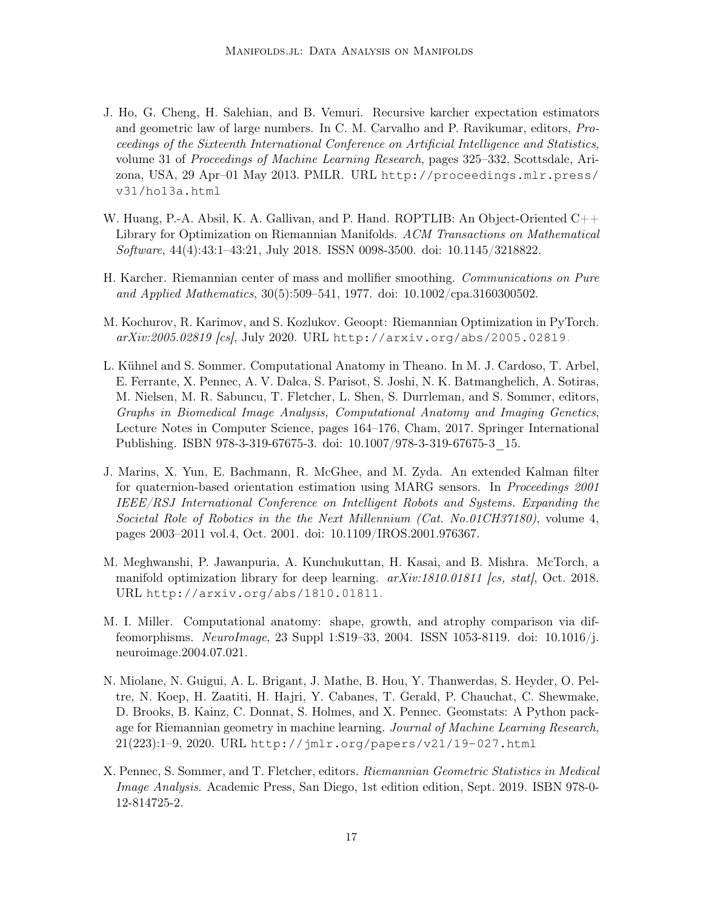J. Ho, G. Cheng, H. Salehian, and B. Vemuri. Recursive karcher expectation estimators and geometric law of large numbers. In C. M. Carvalho and P. Ravikumar, editors, *Proceedings of the Sixteenth International Conference on Artificial Intelligence and Statistics*, volume 31 of *Proceedings of Machine Learning Research*, pages 325–332, Scottsdale, Arizona, USA, 29 Apr–01 May 2013. PMLR. URL http://proceedings.mlr.press/v31/ho13a.html.

W. Huang, P.-A. Absil, K. A. Gallivan, and P. Hand. ROPTLIB: An Object-Oriented C++ Library for Optimization on Riemannian Manifolds. *ACM Transactions on Mathematical Software*, 44(4):43:1–43:21, July 2018. ISSN 0098-3500. doi: 10.1145/3218822.

H. Karcher. Riemannian center of mass and mollifier smoothing. *Communications on Pure and Applied Mathematics*, 30(5):509–541, 1977. doi: 10.1002/cpa.3160300502.

M. Kochurov, R. Karimov, and S. Kozlukov. Geoopt: Riemannian Optimization in PyTorch. *arXiv:2005.02819 [cs]*, July 2020. URL http://arxiv.org/abs/2005.02819.

L. Kühnel and S. Sommer. Computational Anatomy in Theano. In M. J. Cardoso, T. Arbel, E. Ferrante, X. Pennec, A. V. Dalca, S. Parisot, S. Joshi, N. K. Batmanghelich, A. Sotiras, M. Nielsen, M. R. Sabuncu, T. Fletcher, L. Shen, S. Durrleman, and S. Sommer, editors, *Graphs in Biomedical Image Analysis, Computational Anatomy and Imaging Genetics*, Lecture Notes in Computer Science, pages 164–176, Cham, 2017. Springer International Publishing. ISBN 978-3-319-67675-3. doi: 10.1007/978-3-319-67675-3_15.

J. Marins, X. Yun, E. Bachmann, R. McGhee, and M. Zyda. An extended Kalman filter for quaternion-based orientation estimation using MARG sensors. In *Proceedings 2001 IEEE/RSJ International Conference on Intelligent Robots and Systems. Expanding the Societal Role of Robotics in the the Next Millennium (Cat. No.01CH37180)*, volume 4, pages 2003–2011 vol.4, Oct. 2001. doi: 10.1109/IROS.2001.976367.

M. Meghwanshi, P. Jawanpuria, A. Kunchukuttan, H. Kasai, and B. Mishra. McTorch, a manifold optimization library for deep learning. *arXiv:1810.01811 [cs, stat]*, Oct. 2018. URL http://arxiv.org/abs/1810.01811.

M. I. Miller. Computational anatomy: shape, growth, and atrophy comparison via diffeomorphisms. *NeuroImage*, 23 Suppl 1:S19–33, 2004. ISSN 1053-8119. doi: 10.1016/j.neuroimage.2004.07.021.

N. Miolane, N. Guigui, A. L. Brigant, J. Mathe, B. Hou, Y. Thanwerdas, S. Heyder, O. Peltre, N. Koep, H. Zaatiti, H. Hajri, Y. Cabanes, T. Gerald, P. Chauchat, C. Shewmake, D. Brooks, B. Kainz, C. Donnat, S. Holmes, and X. Pennec. Geomstats: A Python package for Riemannian geometry in machine learning. *Journal of Machine Learning Research*, 21(223):1–9, 2020. URL http://jmlr.org/papers/v21/19-027.html.

X. Pennec, S. Sommer, and T. Fletcher, editors. *Riemannian Geometric Statistics in Medical Image Analysis*. Academic Press, San Diego, 1st edition edition, Sept. 2019. ISBN 978-0-12-814725-2.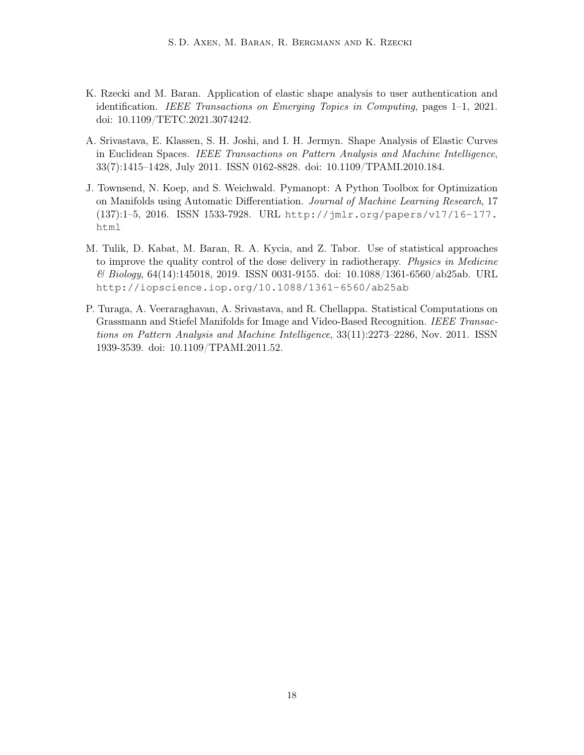K. Rzecki and M. Baran. Application of elastic shape analysis to user authentication and identification. *IEEE Transactions on Emerging Topics in Computing*, pages 1–1, 2021. doi: 10.1109/TETC.2021.3074242.

A. Srivastava, E. Klassen, S. H. Joshi, and I. H. Jermyn. Shape Analysis of Elastic Curves in Euclidean Spaces. *IEEE Transactions on Pattern Analysis and Machine Intelligence*, 33(7):1415–1428, July 2011. ISSN 0162-8828. doi: 10.1109/TPAMI.2010.184.

J. Townsend, N. Koep, and S. Weichwald. Pymanopt: A Python Toolbox for Optimization on Manifolds using Automatic Differentiation. *Journal of Machine Learning Research*, 17 (137):1–5, 2016. ISSN 1533-7928. URL `http://jmlr.org/papers/v17/16-177.html`.

M. Tulik, D. Kabat, M. Baran, R. A. Kycia, and Z. Tabor. Use of statistical approaches to improve the quality control of the dose delivery in radiotherapy. *Physics in Medicine & Biology*, 64(14):145018, 2019. ISSN 0031-9155. doi: 10.1088/1361-6560/ab25ab. URL `http://iopscience.iop.org/10.1088/1361-6560/ab25ab`.

P. Turaga, A. Veeraraghavan, A. Srivastava, and R. Chellappa. Statistical Computations on Grassmann and Stiefel Manifolds for Image and Video-Based Recognition. *IEEE Transactions on Pattern Analysis and Machine Intelligence*, 33(11):2273–2286, Nov. 2011. ISSN 1939-3539. doi: 10.1109/TPAMI.2011.52.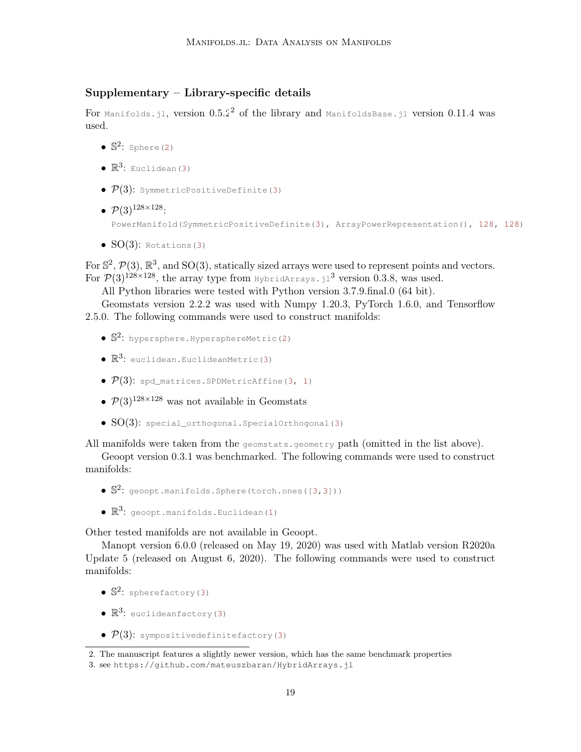### Supplementary – Library-specific details

For `Manifolds.jl`, version 0.5.2[2] of the library and `ManifoldsBase.jl` version 0.11.4 was used.

- $\mathbb{S}^2$: `Sphere(2)`
- $\mathbb{R}^3$: `Euclidean(3)`
- $\mathcal{P}(3)$: `SymmetricPositiveDefinite(3)`
- $\mathcal{P}(3)^{128\times128}$: `PowerManifold(SymmetricPositiveDefinite(3), ArrayPowerRepresentation(), 128, 128)`
- $\mathrm{SO}(3)$: `Rotations(3)`

For $\mathbb{S}^2$, $\mathcal{P}(3)$, $\mathbb{R}^3$, and $\mathrm{SO}(3)$, statically sized arrays were used to represent points and vectors. For $\mathcal{P}(3)^{128\times128}$, the array type from `HybridArrays.jl`[3] version 0.3.8, was used.

All Python libraries were tested with Python version 3.7.9.final.0 (64 bit).

Geomstats version 2.2.2 was used with Numpy 1.20.3, PyTorch 1.6.0, and Tensorflow 2.5.0. The following commands were used to construct manifolds:

- $\mathbb{S}^2$: `hypersphere.HypersphereMetric(2)`
- $\mathbb{R}^3$: `euclidean.EuclideanMetric(3)`
- $\mathcal{P}(3)$: `spd_matrices.SPDMetricAffine(3, 1)`
- $\mathcal{P}(3)^{128\times128}$ was not available in Geomstats
- $\mathrm{SO}(3)$: `special_orthogonal.SpecialOrthogonal(3)`

All manifolds were taken from the `geomstats.geometry` path (omitted in the list above).

Geoopt version 0.3.1 was benchmarked. The following commands were used to construct manifolds:

- $\mathbb{S}^2$: `geoopt.manifolds.Sphere(torch.ones([3,3]))`
- $\mathbb{R}^3$: `geoopt.manifolds.Euclidean(1)`

Other tested manifolds are not available in Geoopt.

Manopt version 6.0.0 (released on May 19, 2020) was used with Matlab version R2020a Update 5 (released on August 6, 2020). The following commands were used to construct manifolds:

- $\mathbb{S}^2$: `spherefactory(3)`
- $\mathbb{R}^3$: `euclideanfactory(3)`
- $\mathcal{P}(3)$: `sympositivedefinitefactory(3)`

2. The manuscript features a slightly newer version, which has the same benchmark properties
3. see https://github.com/mateuszbaran/HybridArrays.jl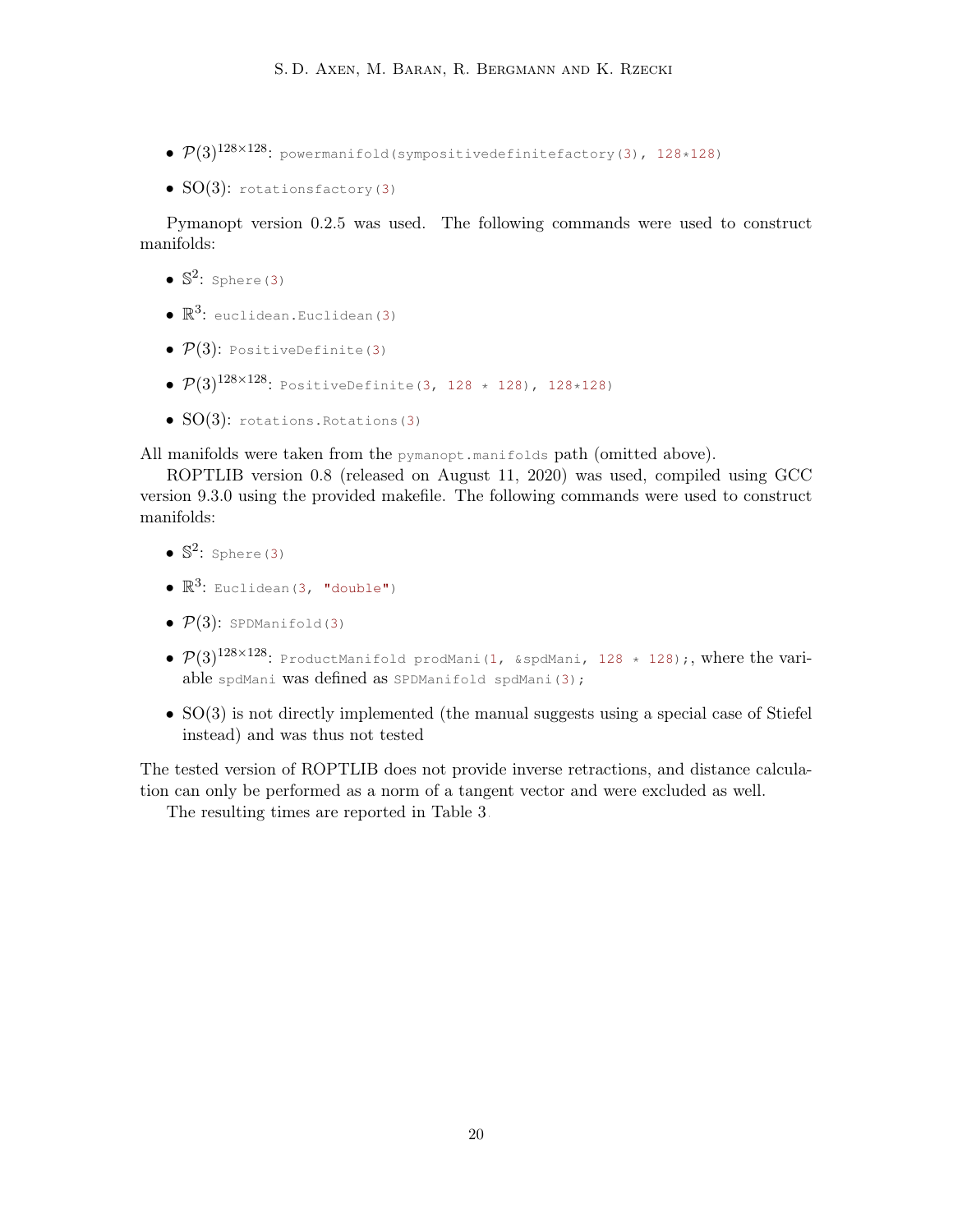- $\mathcal{P}(3)^{128\times 128}$: `powermanifold(sympositivedefinitefactory(3), 128*128)`
- $\mathrm{SO}(3)$: `rotationsfactory(3)`

Pymanopt version 0.2.5 was used. The following commands were used to construct manifolds:

- $\mathbb{S}^2$: `Sphere(3)`
- $\mathbb{R}^3$: `euclidean.Euclidean(3)`
- $\mathcal{P}(3)$: `PositiveDefinite(3)`
- $\mathcal{P}(3)^{128\times 128}$: `PositiveDefinite(3, 128 * 128), 128*128)`
- $\mathrm{SO}(3)$: `rotations.Rotations(3)`

All manifolds were taken from the `pymanopt.manifolds` path (omitted above).

ROPTLIB version 0.8 (released on August 11, 2020) was used, compiled using GCC version 9.3.0 using the provided makefile. The following commands were used to construct manifolds:

- $\mathbb{S}^2$: `Sphere(3)`
- $\mathbb{R}^3$: `Euclidean(3, "double")`
- $\mathcal{P}(3)$: `SPDManifold(3)`
- $\mathcal{P}(3)^{128\times 128}$: `ProductManifold prodMani(1, &spdMani, 128 * 128);`, where the variable `spdMani` was defined as `SPDManifold spdMani(3);`
- $\mathrm{SO}(3)$ is not directly implemented (the manual suggests using a special case of Stiefel instead) and was thus not tested

The tested version of ROPTLIB does not provide inverse retractions, and distance calculation can only be performed as a norm of a tangent vector and were excluded as well.

The resulting times are reported in Table 3.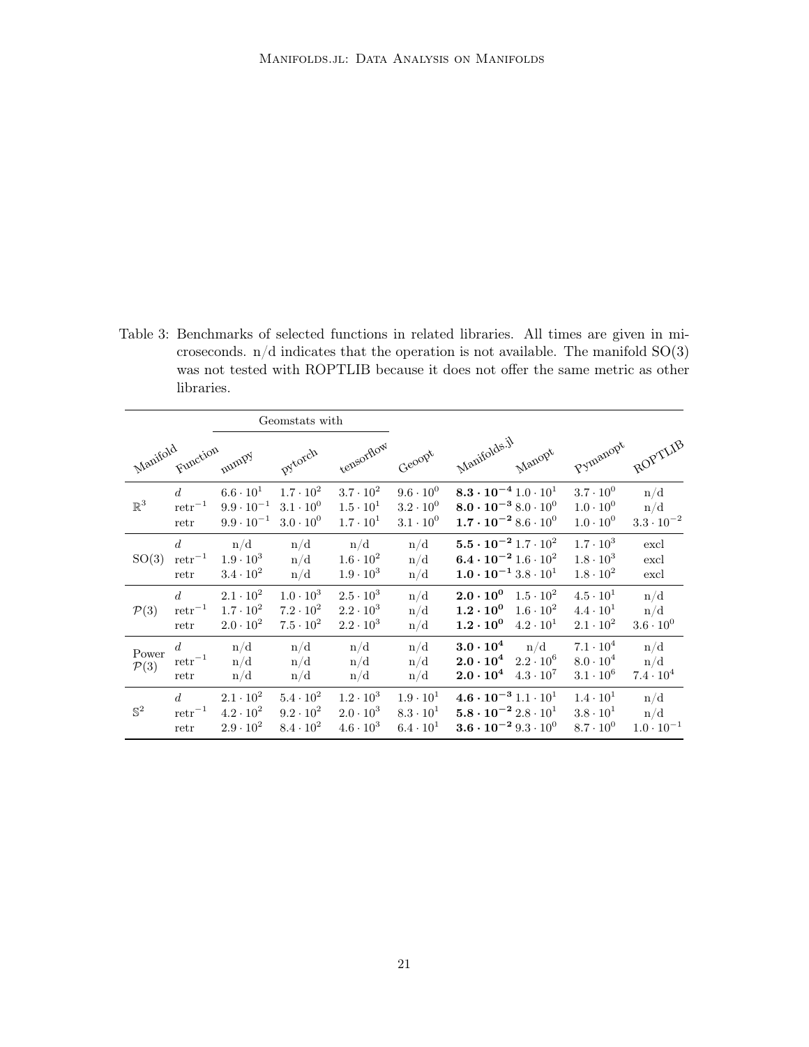Table 3: Benchmarks of selected functions in related libraries. All times are given in microseconds. n/d indicates that the operation is not available. The manifold SO(3) was not tested with ROPTLIB because it does not offer the same metric as other libraries.

| | | Geomstats with | | | | | | | |
|---|---|---|---|---|---|---|---|---|---|
| Manifold | Function | numpy | pytorch | tensorflow | Geoopt | Manifolds.jl | Manopt | Pymanopt | ROPTLIB |
| $\mathbb{R}^3$ | $d$ | $6.6 \cdot 10^1$ | $1.7 \cdot 10^2$ | $3.7 \cdot 10^2$ | $9.6 \cdot 10^0$ | $\mathbf{8.3 \cdot 10^{-4}}$ | $1.0 \cdot 10^1$ | $3.7 \cdot 10^0$ | n/d |
| | $\mathrm{retr}^{-1}$ | $9.9 \cdot 10^{-1}$ | $3.1 \cdot 10^0$ | $1.5 \cdot 10^1$ | $3.2 \cdot 10^0$ | $\mathbf{8.0 \cdot 10^{-3}}$ | $8.0 \cdot 10^0$ | $1.0 \cdot 10^0$ | n/d |
| | retr | $9.9 \cdot 10^{-1}$ | $3.0 \cdot 10^0$ | $1.7 \cdot 10^1$ | $3.1 \cdot 10^0$ | $\mathbf{1.7 \cdot 10^{-2}}$ | $8.6 \cdot 10^0$ | $1.0 \cdot 10^0$ | $3.3 \cdot 10^{-2}$ |
| SO(3) | $d$ | n/d | n/d | n/d | n/d | $\mathbf{5.5 \cdot 10^{-2}}$ | $1.7 \cdot 10^2$ | $1.7 \cdot 10^3$ | excl |
| | $\mathrm{retr}^{-1}$ | $1.9 \cdot 10^3$ | n/d | $1.6 \cdot 10^2$ | n/d | $\mathbf{6.4 \cdot 10^{-2}}$ | $1.6 \cdot 10^2$ | $1.8 \cdot 10^3$ | excl |
| | retr | $3.4 \cdot 10^2$ | n/d | $1.9 \cdot 10^3$ | n/d | $\mathbf{1.0 \cdot 10^{-1}}$ | $3.8 \cdot 10^1$ | $1.8 \cdot 10^2$ | excl |
| $\mathcal{P}(3)$ | $d$ | $2.1 \cdot 10^2$ | $1.0 \cdot 10^3$ | $2.5 \cdot 10^3$ | n/d | $\mathbf{2.0 \cdot 10^0}$ | $1.5 \cdot 10^2$ | $4.5 \cdot 10^1$ | n/d |
| | $\mathrm{retr}^{-1}$ | $1.7 \cdot 10^2$ | $7.2 \cdot 10^2$ | $2.2 \cdot 10^3$ | n/d | $\mathbf{1.2 \cdot 10^0}$ | $1.6 \cdot 10^2$ | $4.4 \cdot 10^1$ | n/d |
| | retr | $2.0 \cdot 10^2$ | $7.5 \cdot 10^2$ | $2.2 \cdot 10^3$ | n/d | $\mathbf{1.2 \cdot 10^0}$ | $4.2 \cdot 10^1$ | $2.1 \cdot 10^2$ | $3.6 \cdot 10^0$ |
| Power $\mathcal{P}(3)$ | $d$ | n/d | n/d | n/d | n/d | $\mathbf{3.0 \cdot 10^4}$ | n/d | $7.1 \cdot 10^4$ | n/d |
| | $\mathrm{retr}^{-1}$ | n/d | n/d | n/d | n/d | $\mathbf{2.0 \cdot 10^4}$ | $2.2 \cdot 10^6$ | $8.0 \cdot 10^4$ | n/d |
| | retr | n/d | n/d | n/d | n/d | $\mathbf{2.0 \cdot 10^4}$ | $4.3 \cdot 10^7$ | $3.1 \cdot 10^6$ | $7.4 \cdot 10^4$ |
| $\mathbb{S}^2$ | $d$ | $2.1 \cdot 10^2$ | $5.4 \cdot 10^2$ | $1.2 \cdot 10^3$ | $1.9 \cdot 10^1$ | $\mathbf{4.6 \cdot 10^{-3}}$ | $1.1 \cdot 10^1$ | $1.4 \cdot 10^1$ | n/d |
| | $\mathrm{retr}^{-1}$ | $4.2 \cdot 10^2$ | $9.2 \cdot 10^2$ | $2.0 \cdot 10^3$ | $8.3 \cdot 10^1$ | $\mathbf{5.8 \cdot 10^{-2}}$ | $2.8 \cdot 10^1$ | $3.8 \cdot 10^1$ | n/d |
| | retr | $2.9 \cdot 10^2$ | $8.4 \cdot 10^2$ | $4.6 \cdot 10^3$ | $6.4 \cdot 10^1$ | $\mathbf{3.6 \cdot 10^{-2}}$ | $9.3 \cdot 10^0$ | $8.7 \cdot 10^0$ | $1.0 \cdot 10^{-1}$ |